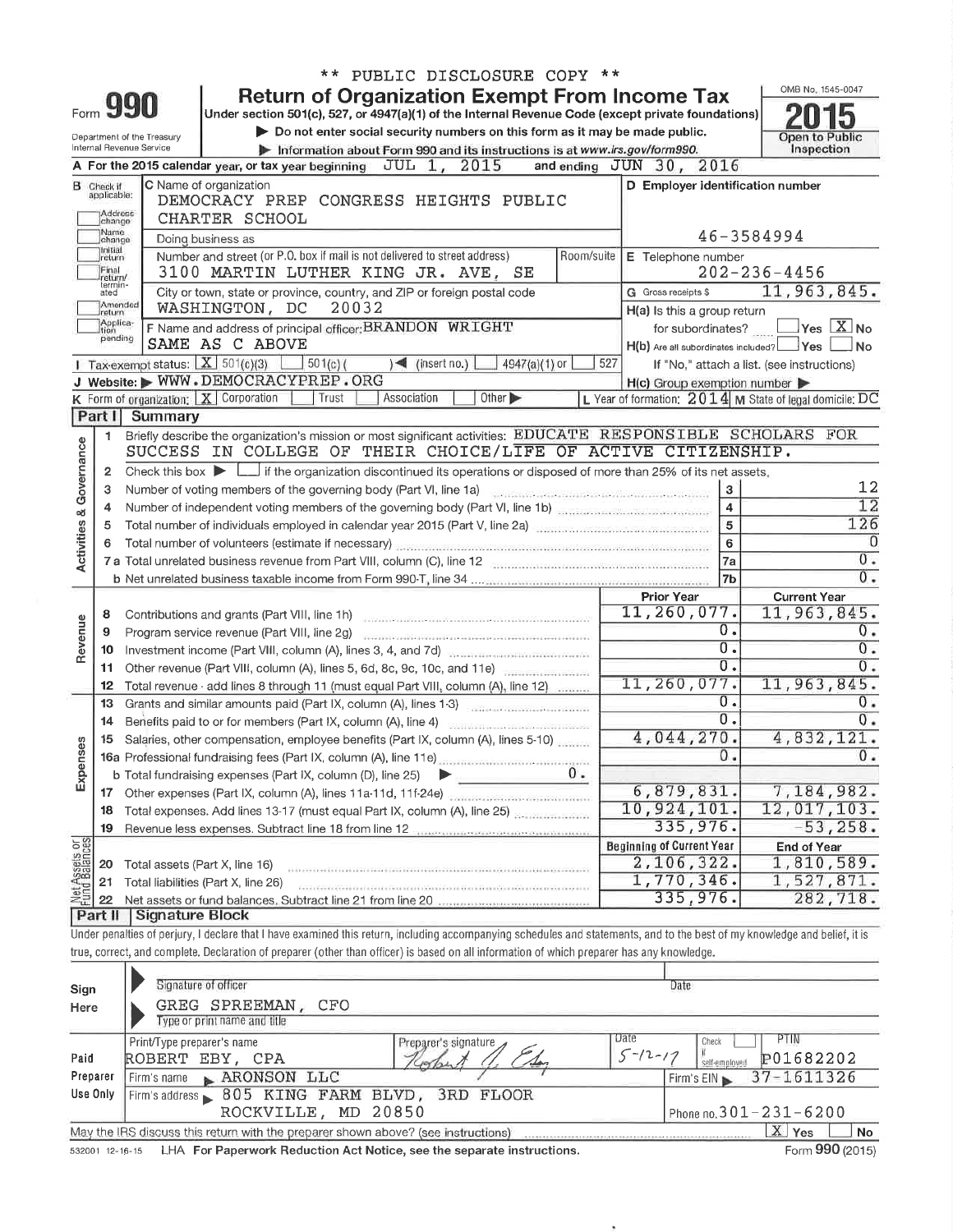\*\* PUBLIC DISCLOSURE COPY \*\*

# Form 990 — Return of Organization Exempt From Income Tax

Under section 501(c), 527, or 4947(a)(1) of the Internal Revenue Code (except private foundations)

▶ Do not enter social security numbers on this form as it may be made public.

▶ Information about Form 990 and its instructions is at www.irs.gov/form990.

Department of the Treasury
Internal Revenue Service

OMB No. 1545-0047

**2015**

Open to Public Inspection

**A** For the 2015 calendar year, or tax year beginning JUL 1, 2015 and ending JUN 30, 2016

**B** Check if applicable: Address change, Name change, Initial return, Final return/terminated, Amended return, Application pending

**C** Name of organization: DEMOCRACY PREP CONGRESS HEIGHTS PUBLIC CHARTER SCHOOL

Doing business as

Number and street (or P.O. box if mail is not delivered to street address): 3100 MARTIN LUTHER KING JR. AVE, SE

Room/suite

City or town, state or province, country, and ZIP or foreign postal code: WASHINGTON, DC 20032

**D** Employer identification number: 46-3584994

**E** Telephone number: 202-236-4456

**G** Gross receipts $ 11,963,845.

**F** Name and address of principal officer: BRANDON WRIGHT, SAME AS C ABOVE

**H(a)** Is this a group return for subordinates? ☐ Yes ☒ No

**H(b)** Are all subordinates included? ☐ Yes ☐ No — If "No," attach a list. (see instructions)

**H(c)** Group exemption number ▶

**I** Tax-exempt status: ☒ 501(c)(3) ☐ 501(c) ( ) ◀ (insert no.) ☐ 4947(a)(1) or ☐ 527

**J** Website: ▶ WWW.DEMOCRACYPREP.ORG

**K** Form of organization: ☒ Corporation ☐ Trust ☐ Association ☐ Other ▶

**L** Year of formation: 2014 **M** State of legal domicile: DC

## Part I Summary

**Activities & Governance**

1. Briefly describe the organization's mission or most significant activities: EDUCATE RESPONSIBLE SCHOLARS FOR SUCCESS IN COLLEGE OF THEIR CHOICE/LIFE OF ACTIVE CITIZENSHIP.
2. Check this box ▶ ☐ if the organization discontinued its operations or disposed of more than 25% of its net assets.

| Line | Description | | Value |
|---|---|---|---|
| 3 | Number of voting members of the governing body (Part VI, line 1a) | 3 | 12 |
| 4 | Number of independent voting members of the governing body (Part VI, line 1b) | 4 | 12 |
| 5 | Total number of individuals employed in calendar year 2015 (Part V, line 2a) | 5 | 126 |
| 6 | Total number of volunteers (estimate if necessary) | 6 | 0 |
| 7a | Total unrelated business revenue from Part VIII, column (C), line 12 | 7a | 0. |
| 7b | Net unrelated business taxable income from Form 990-T, line 34 | 7b | 0. |

| | Line | Description | Prior Year | Current Year |
|---|---|---|---|---|
| Revenue | 8 | Contributions and grants (Part VIII, line 1h) | 11,260,077. | 11,963,845. |
| | 9 | Program service revenue (Part VIII, line 2g) | 0. | 0. |
| | 10 | Investment income (Part VIII, column (A), lines 3, 4, and 7d) | 0. | 0. |
| | 11 | Other revenue (Part VIII, column (A), lines 5, 6d, 8c, 9c, 10c, and 11e) | 0. | 0. |
| | 12 | Total revenue - add lines 8 through 11 (must equal Part VIII, column (A), line 12) | 11,260,077. | 11,963,845. |
| Expenses | 13 | Grants and similar amounts paid (Part IX, column (A), lines 1-3) | 0. | 0. |
| | 14 | Benefits paid to or for members (Part IX, column (A), line 4) | 0. | 0. |
| | 15 | Salaries, other compensation, employee benefits (Part IX, column (A), lines 5-10) | 4,044,270. | 4,832,121. |
| | 16a | Professional fundraising fees (Part IX, column (A), line 11e) | 0. | 0. |
| | b | Total fundraising expenses (Part IX, column (D), line 25) ▶ 0. | | |
| | 17 | Other expenses (Part IX, column (A), lines 11a-11d, 11f-24e) | 6,879,831. | 7,184,982. |
| | 18 | Total expenses. Add lines 13-17 (must equal Part IX, column (A), line 25) | 10,924,101. | 12,017,103. |
| | 19 | Revenue less expenses. Subtract line 18 from line 12 | 335,976. | -53,258. |
| | | | **Beginning of Current Year** | **End of Year** |
| Net Assets or Fund Balances | 20 | Total assets (Part X, line 16) | 2,106,322. | 1,810,589. |
| | 21 | Total liabilities (Part X, line 26) | 1,770,346. | 1,527,871. |
| | 22 | Net assets or fund balances. Subtract line 21 from line 20 | 335,976. | 282,718. |

## Part II Signature Block

Under penalties of perjury, I declare that I have examined this return, including accompanying schedules and statements, and to the best of my knowledge and belief, it is true, correct, and complete. Declaration of preparer (other than officer) is based on all information of which preparer has any knowledge.

**Sign Here**

Signature of officer — Date

GREG SPREEMAN, CFO
Type or print name and title

**Paid Preparer Use Only**

| Print/Type preparer's name | Preparer's signature | Date | Check ☐ if self-employed | PTIN |
|---|---|---|---|---|
| ROBERT EBY, CPA | | 5-12-17 | | P01682202 |

Firm's name ▶ ARONSON LLC — Firm's EIN ▶ 37-1611326

Firm's address ▶ 805 KING FARM BLVD, 3RD FLOOR, ROCKVILLE, MD 20850 — Phone no. 301-231-6200

May the IRS discuss this return with the preparer shown above? (see instructions) ☒ Yes ☐ No

532001 12-16-15 LHA For Paperwork Reduction Act Notice, see the separate instructions. Form **990** (2015)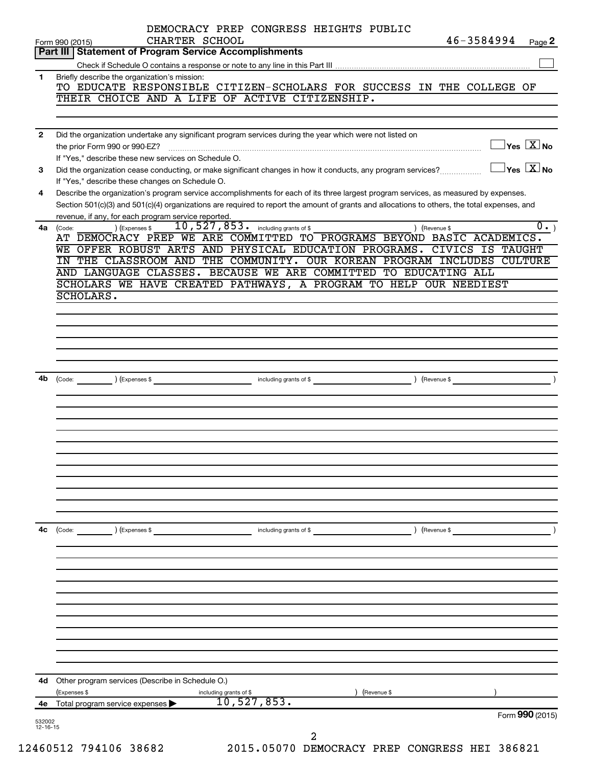DEMOCRACY PREP CONGRESS HEIGHTS PUBLIC CHARTER SCHOOL 46-3584994

Form 990 (2015) Page 2

## Part III | Statement of Program Service Accomplishments

Check if Schedule O contains a response or note to any line in this Part III ☐

**1** Briefly describe the organization's mission:

TO EDUCATE RESPONSIBLE CITIZEN-SCHOLARS FOR SUCCESS IN THE COLLEGE OF THEIR CHOICE AND A LIFE OF ACTIVE CITIZENSHIP.

**2** Did the organization undertake any significant program services during the year which were not listed on the prior Form 990 or 990-EZ? ☐ Yes ☒ No

If "Yes," describe these new services on Schedule O.

**3** Did the organization cease conducting, or make significant changes in how it conducts, any program services? ☐ Yes ☒ No

If "Yes," describe these changes on Schedule O.

**4** Describe the organization's program service accomplishments for each of its three largest program services, as measured by expenses. Section 501(c)(3) and 501(c)(4) organizations are required to report the amount of grants and allocations to others, the total expenses, and revenue, if any, for each program service reported.

**4a** (Code: ) (Expenses $ 10,527,853. including grants of $ ) (Revenue $ 0. )

AT DEMOCRACY PREP WE ARE COMMITTED TO PROGRAMS BEYOND BASIC ACADEMICS. WE OFFER ROBUST ARTS AND PHYSICAL EDUCATION PROGRAMS. CIVICS IS TAUGHT IN THE CLASSROOM AND THE COMMUNITY. OUR KOREAN PROGRAM INCLUDES CULTURE AND LANGUAGE CLASSES. BECAUSE WE ARE COMMITTED TO EDUCATING ALL SCHOLARS WE HAVE CREATED PATHWAYS, A PROGRAM TO HELP OUR NEEDIEST SCHOLARS.

**4b** (Code: ) (Expenses $ including grants of $ ) (Revenue $ )

**4c** (Code: ) (Expenses $ including grants of $ ) (Revenue $ )

**4d** Other program services (Describe in Schedule O.)

(Expenses $ including grants of $ ) (Revenue $ )

**4e** Total program service expenses ▶ 10,527,853.

Form **990** (2015)

532002 12-16-15

12460512 794106 38682 2015.05070 DEMOCRACY PREP CONGRESS HEI 386821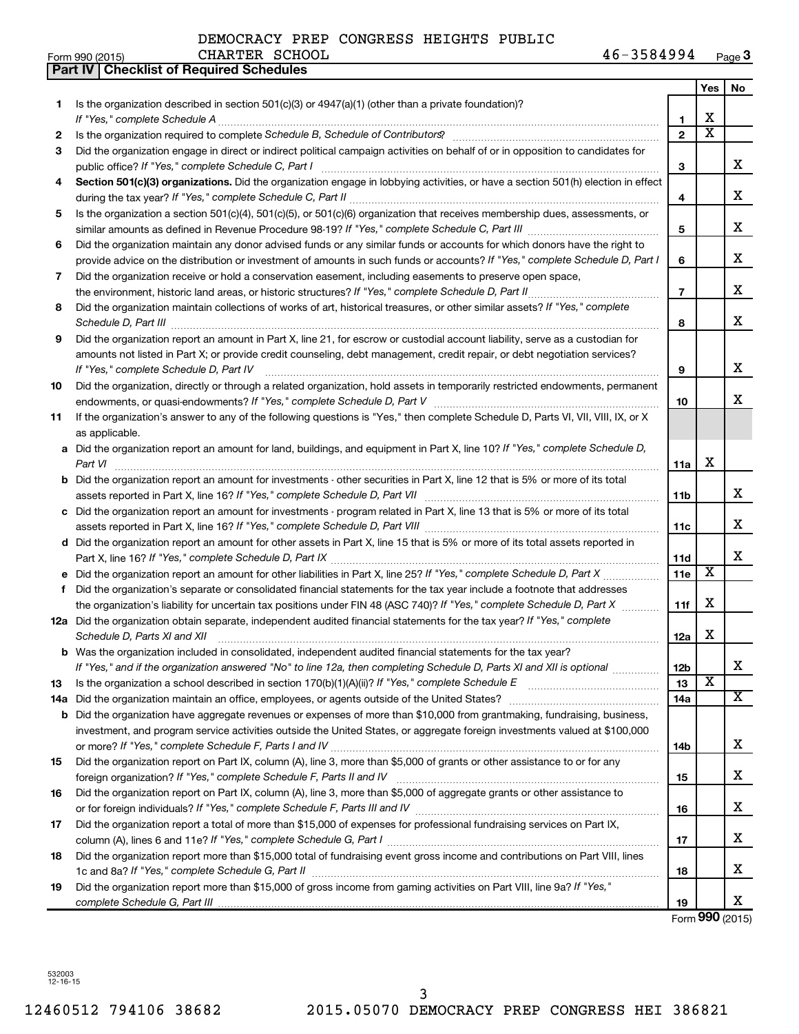DEMOCRACY PREP CONGRESS HEIGHTS PUBLIC CHARTER SCHOOL 46-3584994

Form 990 (2015)

## Part IV | Checklist of Required Schedules

| | | | Yes | No |
|---|---|---|---|---|
| 1 | Is the organization described in section 501(c)(3) or 4947(a)(1) (other than a private foundation)? *If "Yes," complete Schedule A* | 1 | X | |
| 2 | Is the organization required to complete *Schedule B, Schedule of Contributors*? | 2 | X | |
| 3 | Did the organization engage in direct or indirect political campaign activities on behalf of or in opposition to candidates for public office? *If "Yes," complete Schedule C, Part I* | 3 | | X |
| 4 | **Section 501(c)(3) organizations.** Did the organization engage in lobbying activities, or have a section 501(h) election in effect during the tax year? *If "Yes," complete Schedule C, Part II* | 4 | | X |
| 5 | Is the organization a section 501(c)(4), 501(c)(5), or 501(c)(6) organization that receives membership dues, assessments, or similar amounts as defined in Revenue Procedure 98-19? *If "Yes," complete Schedule C, Part III* | 5 | | X |
| 6 | Did the organization maintain any donor advised funds or any similar funds or accounts for which donors have the right to provide advice on the distribution or investment of amounts in such funds or accounts? *If "Yes," complete Schedule D, Part I* | 6 | | X |
| 7 | Did the organization receive or hold a conservation easement, including easements to preserve open space, the environment, historic land areas, or historic structures? *If "Yes," complete Schedule D, Part II* | 7 | | X |
| 8 | Did the organization maintain collections of works of art, historical treasures, or other similar assets? *If "Yes," complete Schedule D, Part III* | 8 | | X |
| 9 | Did the organization report an amount in Part X, line 21, for escrow or custodial account liability, serve as a custodian for amounts not listed in Part X; or provide credit counseling, debt management, credit repair, or debt negotiation services? *If "Yes," complete Schedule D, Part IV* | 9 | | X |
| 10 | Did the organization, directly or through a related organization, hold assets in temporarily restricted endowments, permanent endowments, or quasi-endowments? *If "Yes," complete Schedule D, Part V* | 10 | | X |
| 11 | If the organization's answer to any of the following questions is "Yes," then complete Schedule D, Parts VI, VII, VIII, IX, or X as applicable. | | | |
| a | Did the organization report an amount for land, buildings, and equipment in Part X, line 10? *If "Yes," complete Schedule D, Part VI* | 11a | X | |
| b | Did the organization report an amount for investments - other securities in Part X, line 12 that is 5% or more of its total assets reported in Part X, line 16? *If "Yes," complete Schedule D, Part VII* | 11b | | X |
| c | Did the organization report an amount for investments - program related in Part X, line 13 that is 5% or more of its total assets reported in Part X, line 16? *If "Yes," complete Schedule D, Part VIII* | 11c | | X |
| d | Did the organization report an amount for other assets in Part X, line 15 that is 5% or more of its total assets reported in Part X, line 16? *If "Yes," complete Schedule D, Part IX* | 11d | | X |
| e | Did the organization report an amount for other liabilities in Part X, line 25? *If "Yes," complete Schedule D, Part X* | 11e | X | |
| f | Did the organization's separate or consolidated financial statements for the tax year include a footnote that addresses the organization's liability for uncertain tax positions under FIN 48 (ASC 740)? *If "Yes," complete Schedule D, Part X* | 11f | X | |
| 12a | Did the organization obtain separate, independent audited financial statements for the tax year? *If "Yes," complete Schedule D, Parts XI and XII* | 12a | X | |
| b | Was the organization included in consolidated, independent audited financial statements for the tax year? *If "Yes," and if the organization answered "No" to line 12a, then completing Schedule D, Parts XI and XII is optional* | 12b | | X |
| 13 | Is the organization a school described in section 170(b)(1)(A)(ii)? *If "Yes," complete Schedule E* | 13 | X | |
| 14a | Did the organization maintain an office, employees, or agents outside of the United States? | 14a | | X |
| b | Did the organization have aggregate revenues or expenses of more than $10,000 from grantmaking, fundraising, business, investment, and program service activities outside the United States, or aggregate foreign investments valued at $100,000 or more? *If "Yes," complete Schedule F, Parts I and IV* | 14b | | X |
| 15 | Did the organization report on Part IX, column (A), line 3, more than $5,000 of grants or other assistance to or for any foreign organization? *If "Yes," complete Schedule F, Parts II and IV* | 15 | | X |
| 16 | Did the organization report on Part IX, column (A), line 3, more than $5,000 of aggregate grants or other assistance to or for foreign individuals? *If "Yes," complete Schedule F, Parts III and IV* | 16 | | X |
| 17 | Did the organization report a total of more than $15,000 of expenses for professional fundraising services on Part IX, column (A), lines 6 and 11e? *If "Yes," complete Schedule G, Part I* | 17 | | X |
| 18 | Did the organization report more than $15,000 total of fundraising event gross income and contributions on Part VIII, lines 1c and 8a? *If "Yes," complete Schedule G, Part II* | 18 | | X |
| 19 | Did the organization report more than $15,000 of gross income from gaming activities on Part VIII, line 9a? *If "Yes," complete Schedule G, Part III* | 19 | | X |

Form **990** (2015)

532003 12-16-15

12460512 794106 38682 2015.05070 DEMOCRACY PREP CONGRESS HEI 386821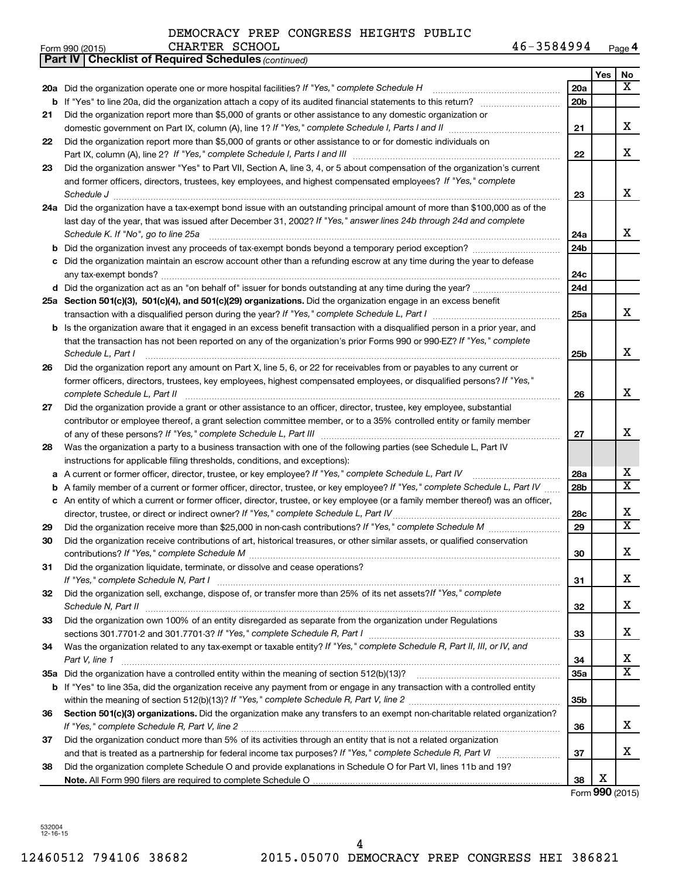DEMOCRACY PREP CONGRESS HEIGHTS PUBLIC CHARTER SCHOOL 46-3584994

Form 990 (2015) Page 4

**Part IV | Checklist of Required Schedules** *(continued)*

| | | | Yes | No |
|---|---|---|---|---|
| 20a | Did the organization operate one or more hospital facilities? *If "Yes," complete Schedule H* | 20a | | X |
| b | If "Yes" to line 20a, did the organization attach a copy of its audited financial statements to this return? | 20b | | |
| 21 | Did the organization report more than $5,000 of grants or other assistance to any domestic organization or domestic government on Part IX, column (A), line 1? *If "Yes," complete Schedule I, Parts I and II* | 21 | | X |
| 22 | Did the organization report more than $5,000 of grants or other assistance to or for domestic individuals on Part IX, column (A), line 2? *If "Yes," complete Schedule I, Parts I and III* | 22 | | X |
| 23 | Did the organization answer "Yes" to Part VII, Section A, line 3, 4, or 5 about compensation of the organization's current and former officers, directors, trustees, key employees, and highest compensated employees? *If "Yes," complete Schedule J* | 23 | | X |
| 24a | Did the organization have a tax-exempt bond issue with an outstanding principal amount of more than $100,000 as of the last day of the year, that was issued after December 31, 2002? *If "Yes," answer lines 24b through 24d and complete Schedule K. If "No", go to line 25a* | 24a | | X |
| b | Did the organization invest any proceeds of tax-exempt bonds beyond a temporary period exception? | 24b | | |
| c | Did the organization maintain an escrow account other than a refunding escrow at any time during the year to defease any tax-exempt bonds? | 24c | | |
| d | Did the organization act as an "on behalf of" issuer for bonds outstanding at any time during the year? | 24d | | |
| 25a | **Section 501(c)(3), 501(c)(4), and 501(c)(29) organizations.** Did the organization engage in an excess benefit transaction with a disqualified person during the year? *If "Yes," complete Schedule L, Part I* | 25a | | X |
| b | Is the organization aware that it engaged in an excess benefit transaction with a disqualified person in a prior year, and that the transaction has not been reported on any of the organization's prior Forms 990 or 990-EZ? *If "Yes," complete Schedule L, Part I* | 25b | | X |
| 26 | Did the organization report any amount on Part X, line 5, 6, or 22 for receivables from or payables to any current or former officers, directors, trustees, key employees, highest compensated employees, or disqualified persons? *If "Yes," complete Schedule L, Part II* | 26 | | X |
| 27 | Did the organization provide a grant or other assistance to an officer, director, trustee, key employee, substantial contributor or employee thereof, a grant selection committee member, or to a 35% controlled entity or family member of any of these persons? *If "Yes," complete Schedule L, Part III* | 27 | | X |
| 28 | Was the organization a party to a business transaction with one of the following parties (see Schedule L, Part IV instructions for applicable filing thresholds, conditions, and exceptions): | | | |
| a | A current or former officer, director, trustee, or key employee? *If "Yes," complete Schedule L, Part IV* | 28a | | X |
| b | A family member of a current or former officer, director, trustee, or key employee? *If "Yes," complete Schedule L, Part IV* | 28b | | X |
| c | An entity of which a current or former officer, director, trustee, or key employee (or a family member thereof) was an officer, director, trustee, or direct or indirect owner? *If "Yes," complete Schedule L, Part IV* | 28c | | X |
| 29 | Did the organization receive more than $25,000 in non-cash contributions? *If "Yes," complete Schedule M* | 29 | | X |
| 30 | Did the organization receive contributions of art, historical treasures, or other similar assets, or qualified conservation contributions? *If "Yes," complete Schedule M* | 30 | | X |
| 31 | Did the organization liquidate, terminate, or dissolve and cease operations? *If "Yes," complete Schedule N, Part I* | 31 | | X |
| 32 | Did the organization sell, exchange, dispose of, or transfer more than 25% of its net assets? *If "Yes," complete Schedule N, Part II* | 32 | | X |
| 33 | Did the organization own 100% of an entity disregarded as separate from the organization under Regulations sections 301.7701-2 and 301.7701-3? *If "Yes," complete Schedule R, Part I* | 33 | | X |
| 34 | Was the organization related to any tax-exempt or taxable entity? *If "Yes," complete Schedule R, Part II, III, or IV, and Part V, line 1* | 34 | | X |
| 35a | Did the organization have a controlled entity within the meaning of section 512(b)(13)? | 35a | | X |
| b | If "Yes" to line 35a, did the organization receive any payment from or engage in any transaction with a controlled entity within the meaning of section 512(b)(13)? *If "Yes," complete Schedule R, Part V, line 2* | 35b | | |
| 36 | **Section 501(c)(3) organizations.** Did the organization make any transfers to an exempt non-charitable related organization? *If "Yes," complete Schedule R, Part V, line 2* | 36 | | X |
| 37 | Did the organization conduct more than 5% of its activities through an entity that is not a related organization and that is treated as a partnership for federal income tax purposes? *If "Yes," complete Schedule R, Part VI* | 37 | | X |
| 38 | Did the organization complete Schedule O and provide explanations in Schedule O for Part VI, lines 11b and 19? **Note.** All Form 990 filers are required to complete Schedule O | 38 | X | |

Form **990** (2015)

532004 12-16-15

12460512 794106 38682 2015.05070 DEMOCRACY PREP CONGRESS HEI 386821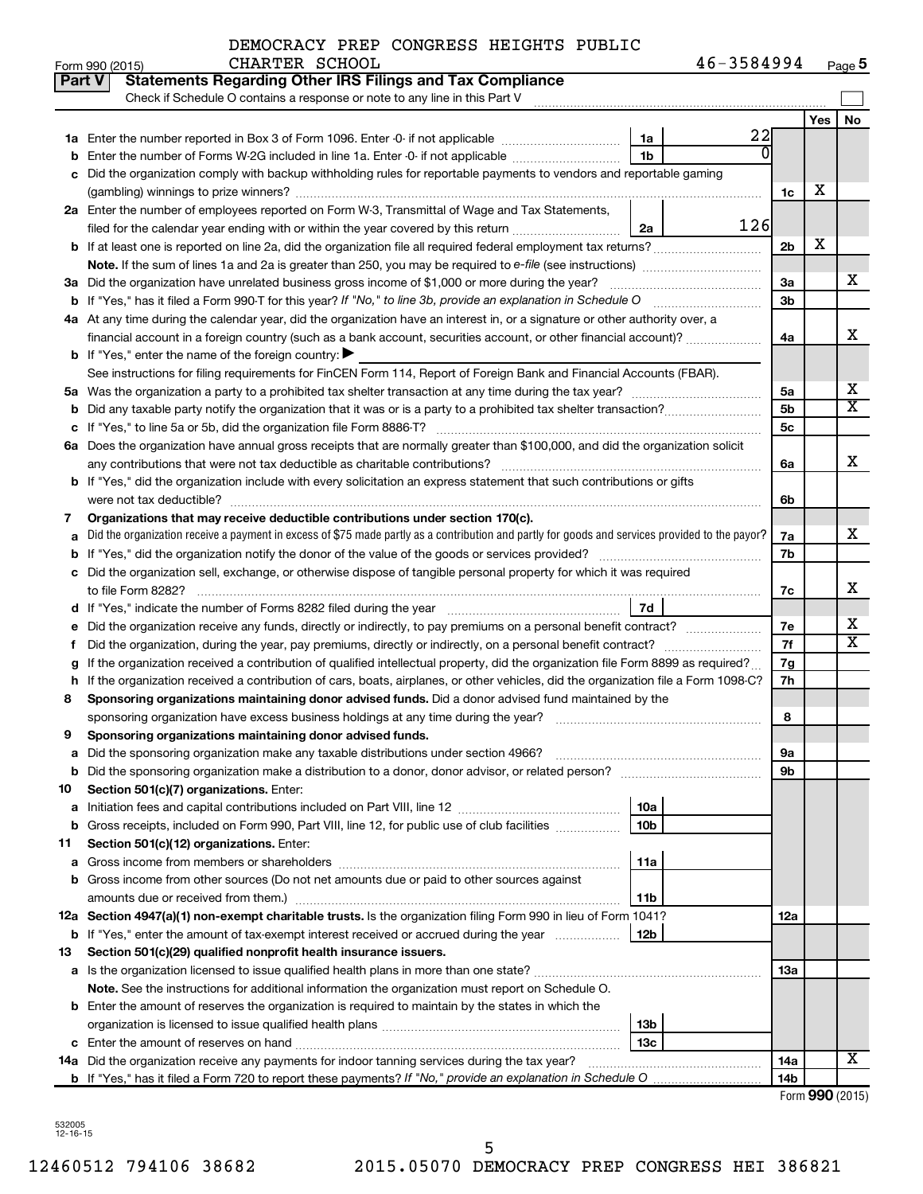DEMOCRACY PREP CONGRESS HEIGHTS PUBLIC CHARTER SCHOOL 46-3584994

Form 990 (2015) Page 5

## Part V Statements Regarding Other IRS Filings and Tax Compliance

Check if Schedule O contains a response or note to any line in this Part V

| | | | | | Yes | No |
|---|---|---|---|---|---|---|
| 1a | Enter the number reported in Box 3 of Form 1096. Enter -0- if not applicable | 1a | 22 | | | |
| b | Enter the number of Forms W-2G included in line 1a. Enter -0- if not applicable | 1b | 0 | | | |
| c | Did the organization comply with backup withholding rules for reportable payments to vendors and reportable gaming (gambling) winnings to prize winners? | | | 1c | X | |
| 2a | Enter the number of employees reported on Form W-3, Transmittal of Wage and Tax Statements, filed for the calendar year ending with or within the year covered by this return | 2a | 126 | | | |
| b | If at least one is reported on line 2a, did the organization file all required federal employment tax returns? | | | 2b | X | |
| | Note. If the sum of lines 1a and 2a is greater than 250, you may be required to e-file (see instructions) | | | | | |
| 3a | Did the organization have unrelated business gross income of $1,000 or more during the year? | | | 3a | | X |
| b | If "Yes," has it filed a Form 990-T for this year? If "No," to line 3b, provide an explanation in Schedule O | | | 3b | | |
| 4a | At any time during the calendar year, did the organization have an interest in, or a signature or other authority over, a financial account in a foreign country (such as a bank account, securities account, or other financial account)? | | | 4a | | X |
| b | If "Yes," enter the name of the foreign country: ▶ | | | | | |
| | See instructions for filing requirements for FinCEN Form 114, Report of Foreign Bank and Financial Accounts (FBAR). | | | | | |
| 5a | Was the organization a party to a prohibited tax shelter transaction at any time during the tax year? | | | 5a | | X |
| b | Did any taxable party notify the organization that it was or is a party to a prohibited tax shelter transaction? | | | 5b | | X |
| c | If "Yes," to line 5a or 5b, did the organization file Form 8886-T? | | | 5c | | |
| 6a | Does the organization have annual gross receipts that are normally greater than $100,000, and did the organization solicit any contributions that were not tax deductible as charitable contributions? | | | 6a | | X |
| b | If "Yes," did the organization include with every solicitation an express statement that such contributions or gifts were not tax deductible? | | | 6b | | |
| 7 | **Organizations that may receive deductible contributions under section 170(c).** | | | | | |
| a | Did the organization receive a payment in excess of $75 made partly as a contribution and partly for goods and services provided to the payor? | | | 7a | | X |
| b | If "Yes," did the organization notify the donor of the value of the goods or services provided? | | | 7b | | |
| c | Did the organization sell, exchange, or otherwise dispose of tangible personal property for which it was required to file Form 8282? | | | 7c | | X |
| d | If "Yes," indicate the number of Forms 8282 filed during the year | 7d | | | | |
| e | Did the organization receive any funds, directly or indirectly, to pay premiums on a personal benefit contract? | | | 7e | | X |
| f | Did the organization, during the year, pay premiums, directly or indirectly, on a personal benefit contract? | | | 7f | | X |
| g | If the organization received a contribution of qualified intellectual property, did the organization file Form 8899 as required? | | | 7g | | |
| h | If the organization received a contribution of cars, boats, airplanes, or other vehicles, did the organization file a Form 1098-C? | | | 7h | | |
| 8 | **Sponsoring organizations maintaining donor advised funds.** Did a donor advised fund maintained by the sponsoring organization have excess business holdings at any time during the year? | | | 8 | | |
| 9 | **Sponsoring organizations maintaining donor advised funds.** | | | | | |
| a | Did the sponsoring organization make any taxable distributions under section 4966? | | | 9a | | |
| b | Did the sponsoring organization make a distribution to a donor, donor advisor, or related person? | | | 9b | | |
| 10 | **Section 501(c)(7) organizations.** Enter: | | | | | |
| a | Initiation fees and capital contributions included on Part VIII, line 12 | 10a | | | | |
| b | Gross receipts, included on Form 990, Part VIII, line 12, for public use of club facilities | 10b | | | | |
| 11 | **Section 501(c)(12) organizations.** Enter: | | | | | |
| a | Gross income from members or shareholders | 11a | | | | |
| b | Gross income from other sources (Do not net amounts due or paid to other sources against amounts due or received from them.) | 11b | | | | |
| 12a | **Section 4947(a)(1) non-exempt charitable trusts.** Is the organization filing Form 990 in lieu of Form 1041? | | | 12a | | |
| b | If "Yes," enter the amount of tax-exempt interest received or accrued during the year | 12b | | | | |
| 13 | **Section 501(c)(29) qualified nonprofit health insurance issuers.** | | | | | |
| a | Is the organization licensed to issue qualified health plans in more than one state? | | | 13a | | |
| | Note. See the instructions for additional information the organization must report on Schedule O. | | | | | |
| b | Enter the amount of reserves the organization is required to maintain by the states in which the organization is licensed to issue qualified health plans | 13b | | | | |
| c | Enter the amount of reserves on hand | 13c | | | | |
| 14a | Did the organization receive any payments for indoor tanning services during the tax year? | | | 14a | | X |
| b | If "Yes," has it filed a Form 720 to report these payments? If "No," provide an explanation in Schedule O | | | 14b | | |

Form 990 (2015)

532005 12-16-15

12460512 794106 38682 2015.05070 DEMOCRACY PREP CONGRESS HEI 386821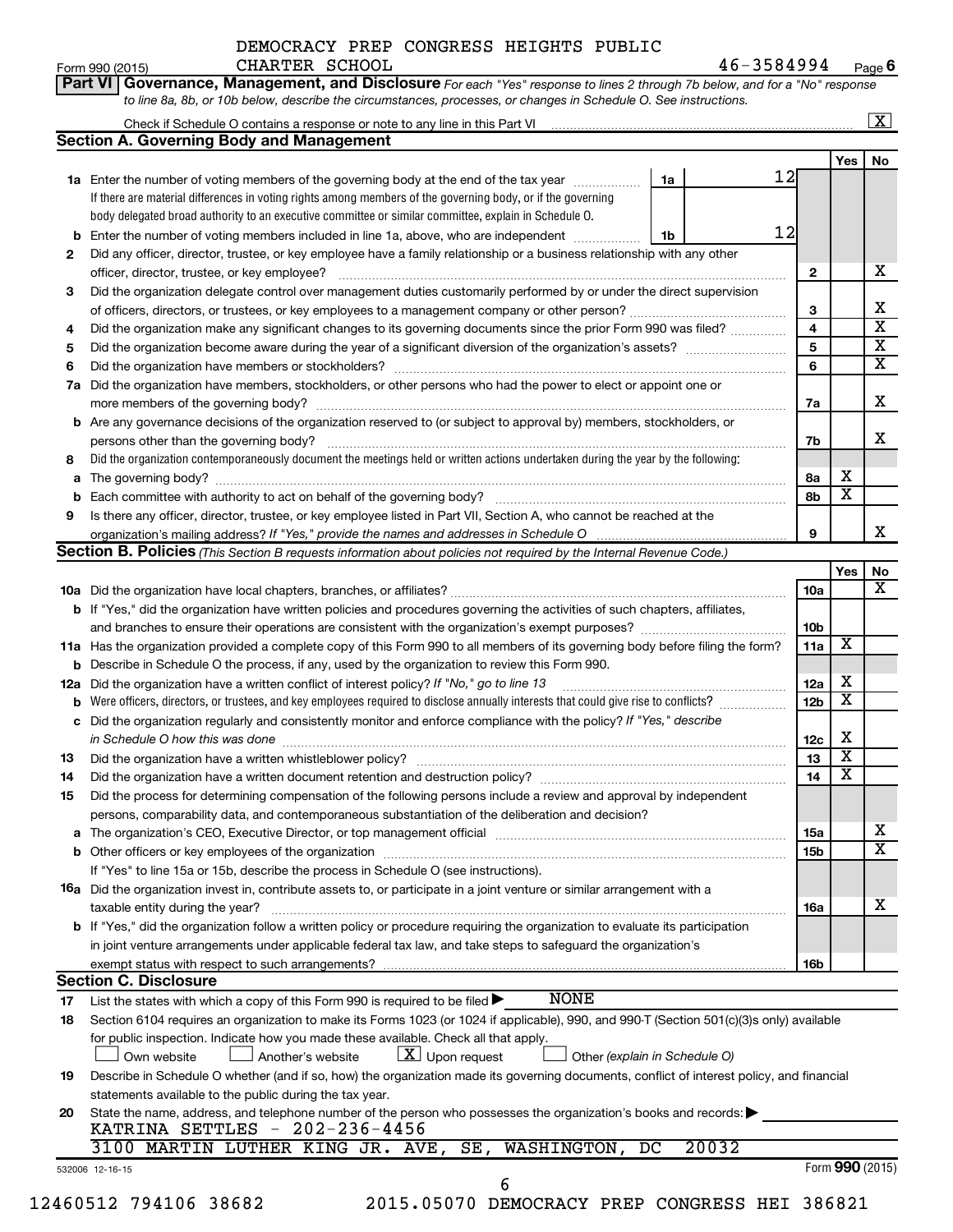DEMOCRACY PREP CONGRESS HEIGHTS PUBLIC CHARTER SCHOOL 46-3584994

Form 990 (2015) Page 6

**Part VI Governance, Management, and Disclosure** *For each "Yes" response to lines 2 through 7b below, and for a "No" response to line 8a, 8b, or 10b below, describe the circumstances, processes, or changes in Schedule O. See instructions.*

Check if Schedule O contains a response or note to any line in this Part VI ... [X]

## Section A. Governing Body and Management

| | | | | Yes | No |
|---|---|---|---|---|---|
| **1a** | Enter the number of voting members of the governing body at the end of the tax year ... **1a** 12. If there are material differences in voting rights among members of the governing body, or if the governing body delegated broad authority to an executive committee or similar committee, explain in Schedule O. | | | | |
| **b** | Enter the number of voting members included in line 1a, above, who are independent ... **1b** 12 | | | | |
| **2** | Did any officer, director, trustee, or key employee have a family relationship or a business relationship with any other officer, director, trustee, or key employee? | **2** | | | X |
| **3** | Did the organization delegate control over management duties customarily performed by or under the direct supervision of officers, directors, or trustees, or key employees to a management company or other person? | **3** | | | X |
| **4** | Did the organization make any significant changes to its governing documents since the prior Form 990 was filed? | **4** | | | X |
| **5** | Did the organization become aware during the year of a significant diversion of the organization's assets? | **5** | | | X |
| **6** | Did the organization have members or stockholders? | **6** | | | X |
| **7a** | Did the organization have members, stockholders, or other persons who had the power to elect or appoint one or more members of the governing body? | **7a** | | | X |
| **b** | Are any governance decisions of the organization reserved to (or subject to approval by) members, stockholders, or persons other than the governing body? | **7b** | | | X |
| **8** | Did the organization contemporaneously document the meetings held or written actions undertaken during the year by the following: | | | | |
| **a** | The governing body? | **8a** | | X | |
| **b** | Each committee with authority to act on behalf of the governing body? | **8b** | | X | |
| **9** | Is there any officer, director, trustee, or key employee listed in Part VII, Section A, who cannot be reached at the organization's mailing address? *If "Yes," provide the names and addresses in Schedule O* | **9** | | | X |

## Section B. Policies *(This Section B requests information about policies not required by the Internal Revenue Code.)*

| | | | Yes | No |
|---|---|---|---|---|
| **10a** | Did the organization have local chapters, branches, or affiliates? | **10a** | | X |
| **b** | If "Yes," did the organization have written policies and procedures governing the activities of such chapters, affiliates, and branches to ensure their operations are consistent with the organization's exempt purposes? | **10b** | | |
| **11a** | Has the organization provided a complete copy of this Form 990 to all members of its governing body before filing the form? | **11a** | X | |
| **b** | Describe in Schedule O the process, if any, used by the organization to review this Form 990. | | | |
| **12a** | Did the organization have a written conflict of interest policy? *If "No," go to line 13* | **12a** | X | |
| **b** | Were officers, directors, or trustees, and key employees required to disclose annually interests that could give rise to conflicts? | **12b** | X | |
| **c** | Did the organization regularly and consistently monitor and enforce compliance with the policy? *If "Yes," describe in Schedule O how this was done* | **12c** | X | |
| **13** | Did the organization have a written whistleblower policy? | **13** | X | |
| **14** | Did the organization have a written document retention and destruction policy? | **14** | X | |
| **15** | Did the process for determining compensation of the following persons include a review and approval by independent persons, comparability data, and contemporaneous substantiation of the deliberation and decision? | | | |
| **a** | The organization's CEO, Executive Director, or top management official | **15a** | | X |
| **b** | Other officers or key employees of the organization | **15b** | | X |
| | If "Yes" to line 15a or 15b, describe the process in Schedule O (see instructions). | | | |
| **16a** | Did the organization invest in, contribute assets to, or participate in a joint venture or similar arrangement with a taxable entity during the year? | **16a** | | X |
| **b** | If "Yes," did the organization follow a written policy or procedure requiring the organization to evaluate its participation in joint venture arrangements under applicable federal tax law, and take steps to safeguard the organization's exempt status with respect to such arrangements? | **16b** | | |

## Section C. Disclosure

**17** List the states with which a copy of this Form 990 is required to be filed ▶ NONE

**18** Section 6104 requires an organization to make its Forms 1023 (or 1024 if applicable), 990, and 990-T (Section 501(c)(3)s only) available for public inspection. Indicate how you made these available. Check all that apply.

[ ] Own website [ ] Another's website [X] Upon request [ ] Other *(explain in Schedule O)*

**19** Describe in Schedule O whether (and if so, how) the organization made its governing documents, conflict of interest policy, and financial statements available to the public during the tax year.

**20** State the name, address, and telephone number of the person who possesses the organization's books and records: ▶

KATRINA SETTLES - 202-236-4456
3100 MARTIN LUTHER KING JR. AVE, SE, WASHINGTON, DC 20032

532006 12-16-15 Form **990** (2015)

12460512 794106 38682 2015.05070 DEMOCRACY PREP CONGRESS HEI 386821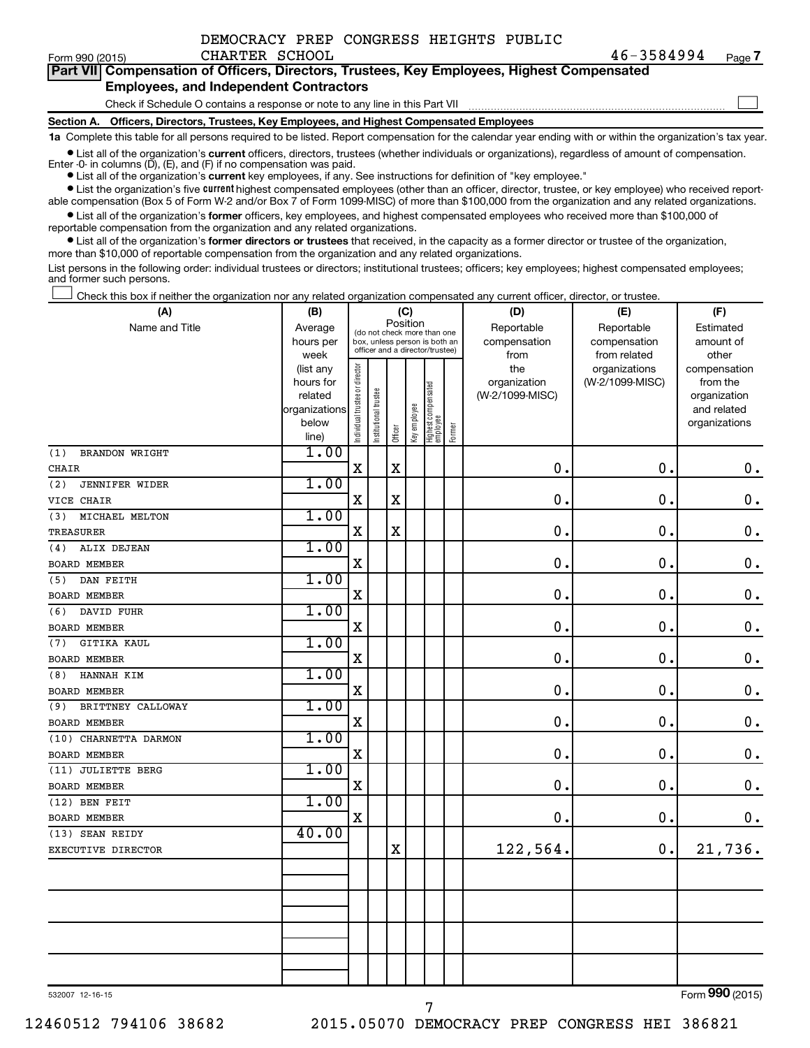DEMOCRACY PREP CONGRESS HEIGHTS PUBLIC CHARTER SCHOOL

Form 990 (2015) 46-3584994 Page 7

**Part VII Compensation of Officers, Directors, Trustees, Key Employees, Highest Compensated Employees, and Independent Contractors**

Check if Schedule O contains a response or note to any line in this Part VII ☐

**Section A. Officers, Directors, Trustees, Key Employees, and Highest Compensated Employees**

**1a** Complete this table for all persons required to be listed. Report compensation for the calendar year ending with or within the organization's tax year.

- List all of the organization's **current** officers, directors, trustees (whether individuals or organizations), regardless of amount of compensation. Enter -0- in columns (D), (E), and (F) if no compensation was paid.
- List all of the organization's **current** key employees, if any. See instructions for definition of "key employee."
- List the organization's five **current** highest compensated employees (other than an officer, director, trustee, or key employee) who received reportable compensation (Box 5 of Form W-2 and/or Box 7 of Form 1099-MISC) of more than $100,000 from the organization and any related organizations.
- List all of the organization's **former** officers, key employees, and highest compensated employees who received more than $100,000 of reportable compensation from the organization and any related organizations.
- List all of the organization's **former directors or trustees** that received, in the capacity as a former director or trustee of the organization, more than $10,000 of reportable compensation from the organization and any related organizations.

List persons in the following order: individual trustees or directors; institutional trustees; officers; key employees; highest compensated employees; and former such persons.

☐ Check this box if neither the organization nor any related organization compensated any current officer, director, or trustee.

| (A) Name and Title | (B) Average hours per week (list any hours for related organizations below line) | (C) Individual trustee or director | Institutional trustee | Officer | Key employee | Highest compensated employee | Former | (D) Reportable compensation from the organization (W-2/1099-MISC) | (E) Reportable compensation from related organizations (W-2/1099-MISC) | (F) Estimated amount of other compensation from the organization and related organizations |
|---|---|---|---|---|---|---|---|---|---|---|
| (1) BRANDON WRIGHT<br>CHAIR | 1.00 | X | | X | | | | 0. | 0. | 0. |
| (2) JENNIFER WIDER<br>VICE CHAIR | 1.00 | X | | X | | | | 0. | 0. | 0. |
| (3) MICHAEL MELTON<br>TREASURER | 1.00 | X | | X | | | | 0. | 0. | 0. |
| (4) ALIX DEJEAN<br>BOARD MEMBER | 1.00 | X | | | | | | 0. | 0. | 0. |
| (5) DAN FEITH<br>BOARD MEMBER | 1.00 | X | | | | | | 0. | 0. | 0. |
| (6) DAVID FUHR<br>BOARD MEMBER | 1.00 | X | | | | | | 0. | 0. | 0. |
| (7) GITIKA KAUL<br>BOARD MEMBER | 1.00 | X | | | | | | 0. | 0. | 0. |
| (8) HANNAH KIM<br>BOARD MEMBER | 1.00 | X | | | | | | 0. | 0. | 0. |
| (9) BRITTNEY CALLOWAY<br>BOARD MEMBER | 1.00 | X | | | | | | 0. | 0. | 0. |
| (10) CHARNETTA DARMON<br>BOARD MEMBER | 1.00 | X | | | | | | 0. | 0. | 0. |
| (11) JULIETTE BERG<br>BOARD MEMBER | 1.00 | X | | | | | | 0. | 0. | 0. |
| (12) BEN FEIT<br>BOARD MEMBER | 1.00 | X | | | | | | 0. | 0. | 0. |
| (13) SEAN REIDY<br>EXECUTIVE DIRECTOR | 40.00 | | | X | | | | 122,564. | 0. | 21,736. |
| | | | | | | | | | | |
| | | | | | | | | | | |
| | | | | | | | | | | |
| | | | | | | | | | | |

532007 12-16-15 Form 990 (2015)

12460512 794106 38682 2015.05070 DEMOCRACY PREP CONGRESS HEI 386821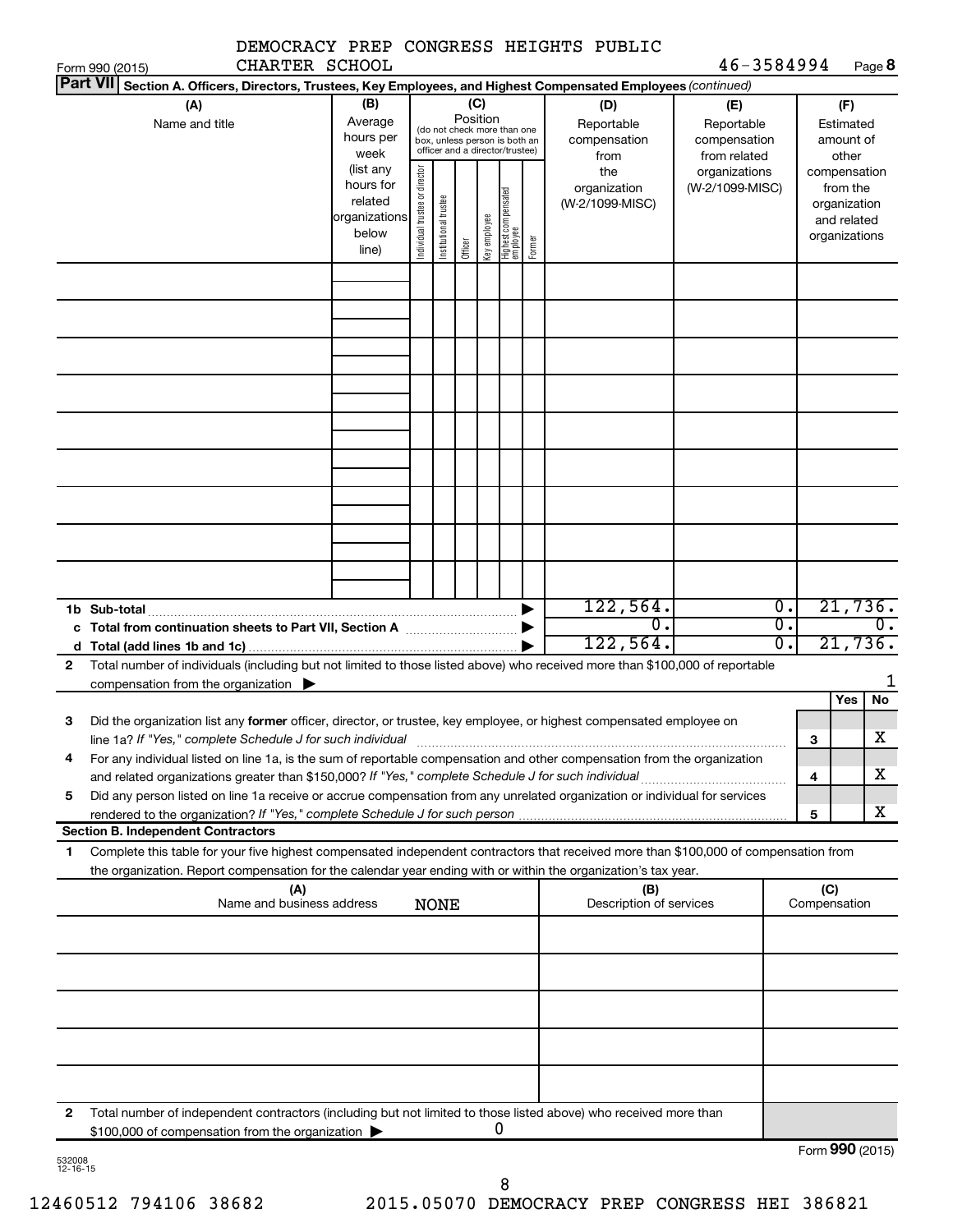DEMOCRACY PREP CONGRESS HEIGHTS PUBLIC CHARTER SCHOOL 46-3584994

Form 990 (2015) Page 8

**Part VII Section A. Officers, Directors, Trustees, Key Employees, and Highest Compensated Employees** *(continued)*

| (A) Name and title | (B) Average hours per week (list any hours for related organizations below line) | (C) Position (do not check more than one box, unless person is both an officer and a director/trustee): Individual trustee or director | Institutional trustee | Officer | Key employee | Highest compensated employee | Former | (D) Reportable compensation from the organization (W-2/1099-MISC) | (E) Reportable compensation from related organizations (W-2/1099-MISC) | (F) Estimated amount of other compensation from the organization and related organizations |
|---|---|---|---|---|---|---|---|---|---|---|
| | | | | | | | | | | |
| | | | | | | | | | | |
| | | | | | | | | | | |
| | | | | | | | | | | |
| | | | | | | | | | | |
| | | | | | | | | | | |
| | | | | | | | | | | |
| | | | | | | | | | | |
| | | | | | | | | | | |
| **1b Sub-total** | | | | | | | | 122,564. | 0. | 21,736. |
| **c Total from continuation sheets to Part VII, Section A** | | | | | | | | 0. | 0. | 0. |
| **d Total (add lines 1b and 1c)** | | | | | | | | 122,564. | 0. | 21,736. |

**2** Total number of individuals (including but not limited to those listed above) who received more than $100,000 of reportable compensation from the organization ▶ 1

| | | | Yes | No |
|---|---|---|---|---|
| **3** | Did the organization list any **former** officer, director, or trustee, key employee, or highest compensated employee on line 1a? *If "Yes," complete Schedule J for such individual* | 3 | | X |
| **4** | For any individual listed on line 1a, is the sum of reportable compensation and other compensation from the organization and related organizations greater than $150,000? *If "Yes," complete Schedule J for such individual* | 4 | | X |
| **5** | Did any person listed on line 1a receive or accrue compensation from any unrelated organization or individual for services rendered to the organization? *If "Yes," complete Schedule J for such person* | 5 | | X |

**Section B. Independent Contractors**

**1** Complete this table for your five highest compensated independent contractors that received more than $100,000 of compensation from the organization. Report compensation for the calendar year ending with or within the organization's tax year.

| (A) Name and business address | (B) Description of services | (C) Compensation |
|---|---|---|
| NONE | | |
| | | |
| | | |
| | | |
| | | |

**2** Total number of independent contractors (including but not limited to those listed above) who received more than $100,000 of compensation from the organization ▶ 0

Form **990** (2015)

532008 12-16-15

12460512 794106 38682 2015.05070 DEMOCRACY PREP CONGRESS HEI 386821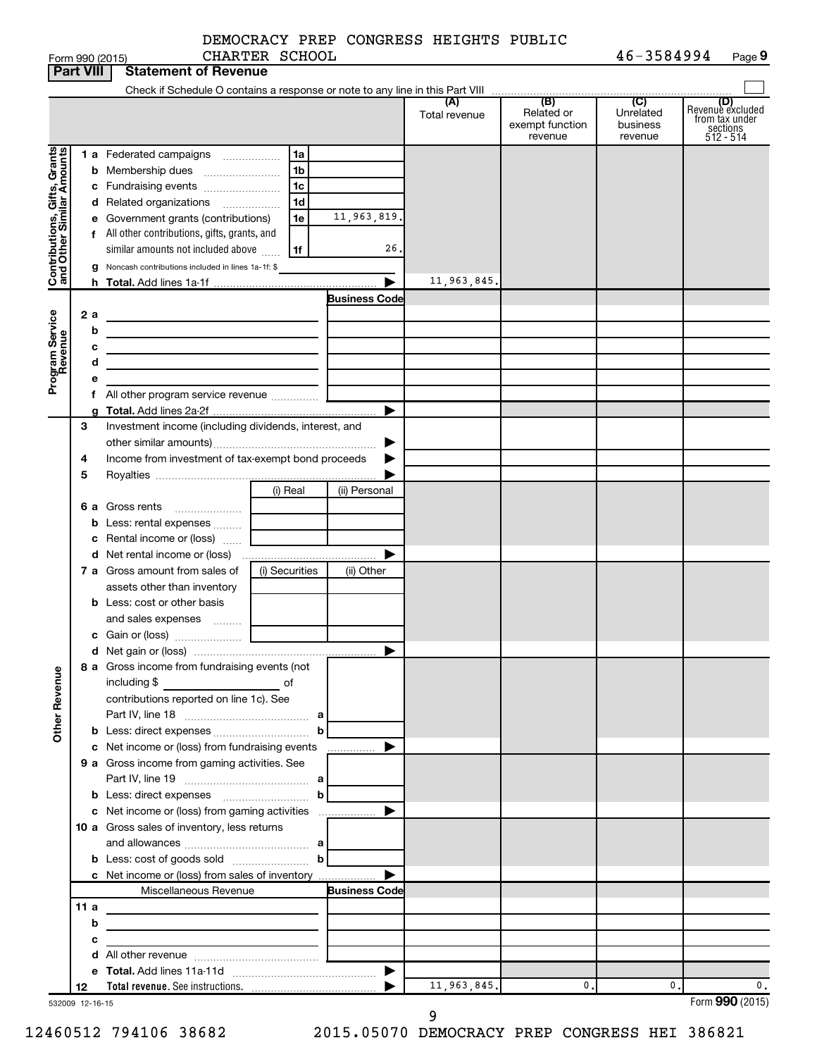DEMOCRACY PREP CONGRESS HEIGHTS PUBLIC CHARTER SCHOOL

Form 990 (2015) 46-3584994 Page 9

## Part VIII Statement of Revenue

Check if Schedule O contains a response or note to any line in this Part VIII

| | | | | (A) Total revenue | (B) Related or exempt function revenue | (C) Unrelated business revenue | (D) Revenue excluded from tax under sections 512 - 514 |
|---|---|---|---|---|---|---|---|
| **Contributions, Gifts, Grants and Other Similar Amounts** | 1 a Federated campaigns | 1a | | | | | |
| | b Membership dues | 1b | | | | | |
| | c Fundraising events | 1c | | | | | |
| | d Related organizations | 1d | | | | | |
| | e Government grants (contributions) | 1e | 11,963,819. | | | | |
| | f All other contributions, gifts, grants, and similar amounts not included above | 1f | 26. | | | | |
| | g Noncash contributions included in lines 1a-1f: $ | | | | | | |
| | h **Total.** Add lines 1a-1f | | | 11,963,845. | | | |
| **Program Service Revenue** | | | **Business Code** | | | | |
| | 2 a | | | | | | |
| | b | | | | | | |
| | c | | | | | | |
| | d | | | | | | |
| | e | | | | | | |
| | f All other program service revenue | | | | | | |
| | g **Total.** Add lines 2a-2f | | | | | | |
| | 3 Investment income (including dividends, interest, and other similar amounts) | | | | | | |
| | 4 Income from investment of tax-exempt bond proceeds | | | | | | |
| | 5 Royalties | | | | | | |
| | | (i) Real | (ii) Personal | | | | |
| | 6 a Gross rents | | | | | | |
| | b Less: rental expenses | | | | | | |
| | c Rental income or (loss) | | | | | | |
| | d Net rental income or (loss) | | | | | | |
| | 7 a Gross amount from sales of assets other than inventory | (i) Securities | (ii) Other | | | | |
| | b Less: cost or other basis and sales expenses | | | | | | |
| | c Gain or (loss) | | | | | | |
| | d Net gain or (loss) | | | | | | |
| **Other Revenue** | 8 a Gross income from fundraising events (not including $ of contributions reported on line 1c). See Part IV, line 18 | a | | | | | |
| | b Less: direct expenses | b | | | | | |
| | c Net income or (loss) from fundraising events | | | | | | |
| | 9 a Gross income from gaming activities. See Part IV, line 19 | a | | | | | |
| | b Less: direct expenses | b | | | | | |
| | c Net income or (loss) from gaming activities | | | | | | |
| | 10 a Gross sales of inventory, less returns and allowances | a | | | | | |
| | b Less: cost of goods sold | b | | | | | |
| | c Net income or (loss) from sales of inventory | | | | | | |
| | Miscellaneous Revenue | | **Business Code** | | | | |
| | 11 a | | | | | | |
| | b | | | | | | |
| | c | | | | | | |
| | d All other revenue | | | | | | |
| | e **Total.** Add lines 11a-11d | | | | | | |
| | 12 **Total revenue.** See instructions. | | | 11,963,845. | 0. | 0. | 0. |

532009 12-16-15

Form **990** (2015)

12460512 794106 38682 2015.05070 DEMOCRACY PREP CONGRESS HEI 386821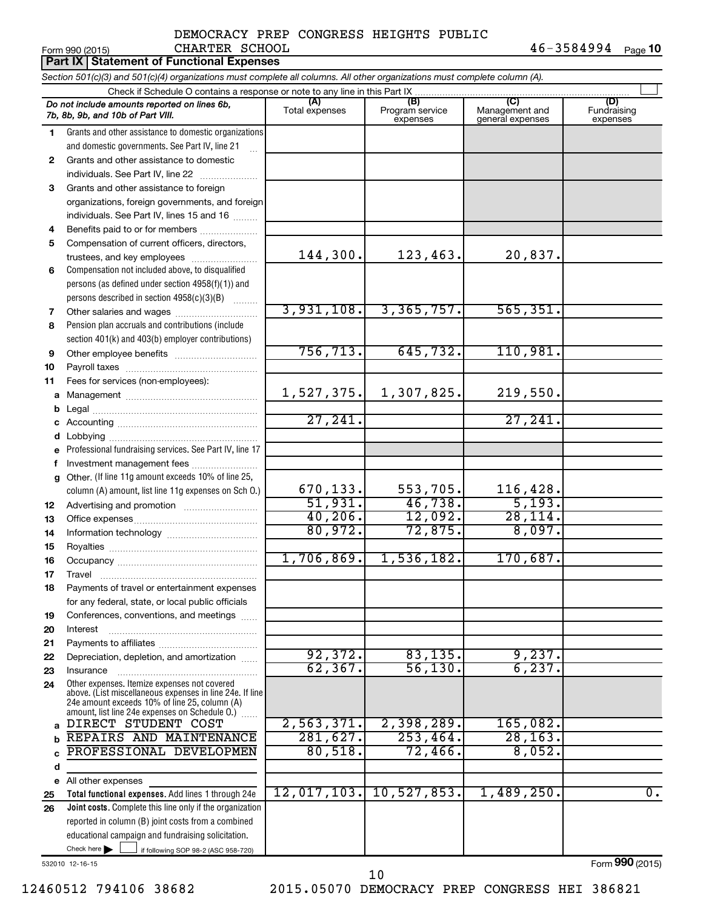DEMOCRACY PREP CONGRESS HEIGHTS PUBLIC CHARTER SCHOOL

Form 990 (2015) 46-3584994 Page 10

**Part IX | Statement of Functional Expenses**

*Section 501(c)(3) and 501(c)(4) organizations must complete all columns. All other organizations must complete column (A).*

Check if Schedule O contains a response or note to any line in this Part IX

| | *Do not include amounts reported on lines 6b, 7b, 8b, 9b, and 10b of Part VIII.* | (A) Total expenses | (B) Program service expenses | (C) Management and general expenses | (D) Fundraising expenses |
|---|---|---|---|---|---|
| 1 | Grants and other assistance to domestic organizations and domestic governments. See Part IV, line 21 | | | | |
| 2 | Grants and other assistance to domestic individuals. See Part IV, line 22 | | | | |
| 3 | Grants and other assistance to foreign organizations, foreign governments, and foreign individuals. See Part IV, lines 15 and 16 | | | | |
| 4 | Benefits paid to or for members | | | | |
| 5 | Compensation of current officers, directors, trustees, and key employees | 144,300. | 123,463. | 20,837. | |
| 6 | Compensation not included above, to disqualified persons (as defined under section 4958(f)(1)) and persons described in section 4958(c)(3)(B) | | | | |
| 7 | Other salaries and wages | 3,931,108. | 3,365,757. | 565,351. | |
| 8 | Pension plan accruals and contributions (include section 401(k) and 403(b) employer contributions) | | | | |
| 9 | Other employee benefits | 756,713. | 645,732. | 110,981. | |
| 10 | Payroll taxes | | | | |
| 11 | Fees for services (non-employees): | | | | |
| a | Management | 1,527,375. | 1,307,825. | 219,550. | |
| b | Legal | | | | |
| c | Accounting | 27,241. | | 27,241. | |
| d | Lobbying | | | | |
| e | Professional fundraising services. See Part IV, line 17 | | | | |
| f | Investment management fees | | | | |
| g | Other. (If line 11g amount exceeds 10% of line 25, column (A) amount, list line 11g expenses on Sch O.) | 670,133. | 553,705. | 116,428. | |
| 12 | Advertising and promotion | 51,931. | 46,738. | 5,193. | |
| 13 | Office expenses | 40,206. | 12,092. | 28,114. | |
| 14 | Information technology | 80,972. | 72,875. | 8,097. | |
| 15 | Royalties | | | | |
| 16 | Occupancy | 1,706,869. | 1,536,182. | 170,687. | |
| 17 | Travel | | | | |
| 18 | Payments of travel or entertainment expenses for any federal, state, or local public officials | | | | |
| 19 | Conferences, conventions, and meetings | | | | |
| 20 | Interest | | | | |
| 21 | Payments to affiliates | | | | |
| 22 | Depreciation, depletion, and amortization | 92,372. | 83,135. | 9,237. | |
| 23 | Insurance | 62,367. | 56,130. | 6,237. | |
| 24 | Other expenses. Itemize expenses not covered above. (List miscellaneous expenses in line 24e. If line 24e amount exceeds 10% of line 25, column (A) amount, list line 24e expenses on Schedule O.) | | | | |
| a | DIRECT STUDENT COST | 2,563,371. | 2,398,289. | 165,082. | |
| b | REPAIRS AND MAINTENANCE | 281,627. | 253,464. | 28,163. | |
| c | PROFESSIONAL DEVELOPMEN | 80,518. | 72,466. | 8,052. | |
| d | | | | | |
| e | All other expenses | | | | |
| 25 | **Total functional expenses.** Add lines 1 through 24e | 12,017,103. | 10,527,853. | 1,489,250. | 0. |
| 26 | **Joint costs.** Complete this line only if the organization reported in column (B) joint costs from a combined educational campaign and fundraising solicitation. Check here ☐ if following SOP 98-2 (ASC 958-720) | | | | |

532010 12-16-15

Form **990** (2015)

12460512 794106 38682 2015.05070 DEMOCRACY PREP CONGRESS HEI 386821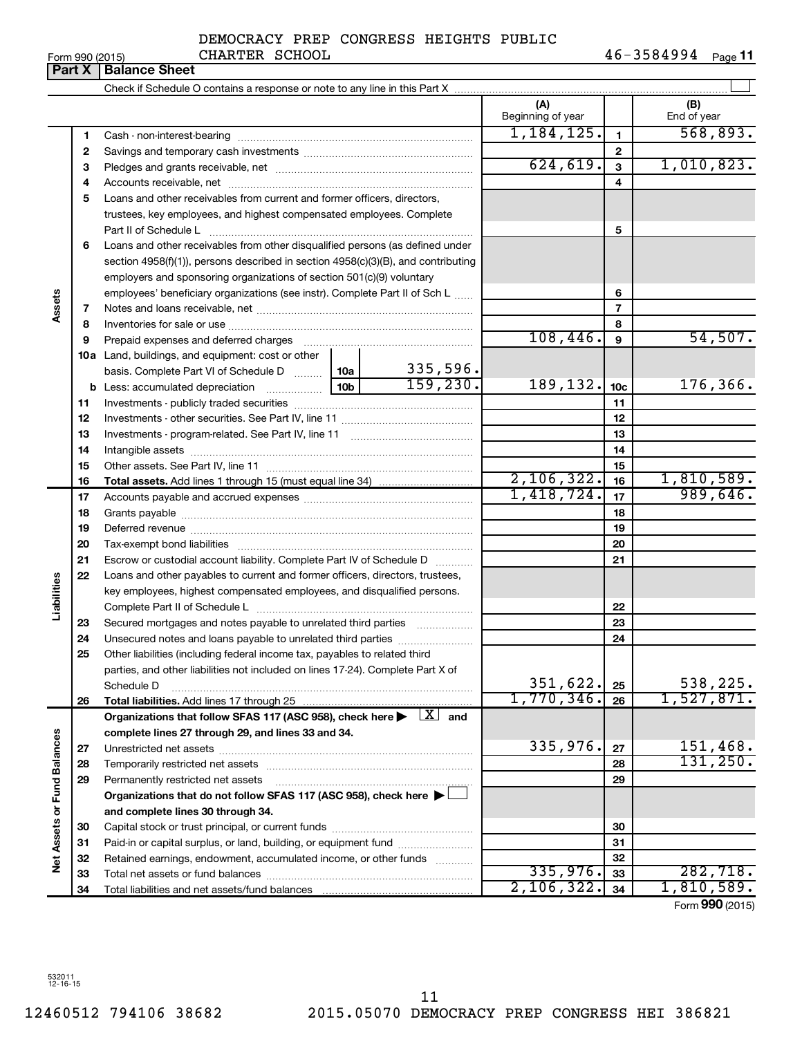DEMOCRACY PREP CONGRESS HEIGHTS PUBLIC CHARTER SCHOOL 46-3584994

Form 990 (2015)

## Part X | Balance Sheet

Check if Schedule O contains a response or note to any line in this Part X ☐

| Section | Line | Description | | | (A) Beginning of year | | (B) End of year |
|---|---|---|---|---|---|---|---|
| Assets | 1 | Cash - non-interest-bearing | | | 1,184,125. | 1 | 568,893. |
| | 2 | Savings and temporary cash investments | | | | 2 | |
| | 3 | Pledges and grants receivable, net | | | 624,619. | 3 | 1,010,823. |
| | 4 | Accounts receivable, net | | | | 4 | |
| | 5 | Loans and other receivables from current and former officers, directors, trustees, key employees, and highest compensated employees. Complete Part II of Schedule L | | | | 5 | |
| | 6 | Loans and other receivables from other disqualified persons (as defined under section 4958(f)(1)), persons described in section 4958(c)(3)(B), and contributing employers and sponsoring organizations of section 501(c)(9) voluntary employees' beneficiary organizations (see instr). Complete Part II of Sch L | | | | 6 | |
| | 7 | Notes and loans receivable, net | | | | 7 | |
| | 8 | Inventories for sale or use | | | | 8 | |
| | 9 | Prepaid expenses and deferred charges | | | 108,446. | 9 | 54,507. |
| | 10a | Land, buildings, and equipment: cost or other basis. Complete Part VI of Schedule D | 10a | 335,596. | | | |
| | b | Less: accumulated depreciation | 10b | 159,230. | 189,132. | 10c | 176,366. |
| | 11 | Investments - publicly traded securities | | | | 11 | |
| | 12 | Investments - other securities. See Part IV, line 11 | | | | 12 | |
| | 13 | Investments - program-related. See Part IV, line 11 | | | | 13 | |
| | 14 | Intangible assets | | | | 14 | |
| | 15 | Other assets. See Part IV, line 11 | | | | 15 | |
| | 16 | **Total assets.** Add lines 1 through 15 (must equal line 34) | | | 2,106,322. | 16 | 1,810,589. |
| Liabilities | 17 | Accounts payable and accrued expenses | | | 1,418,724. | 17 | 989,646. |
| | 18 | Grants payable | | | | 18 | |
| | 19 | Deferred revenue | | | | 19 | |
| | 20 | Tax-exempt bond liabilities | | | | 20 | |
| | 21 | Escrow or custodial account liability. Complete Part IV of Schedule D | | | | 21 | |
| | 22 | Loans and other payables to current and former officers, directors, trustees, key employees, highest compensated employees, and disqualified persons. Complete Part II of Schedule L | | | | 22 | |
| | 23 | Secured mortgages and notes payable to unrelated third parties | | | | 23 | |
| | 24 | Unsecured notes and loans payable to unrelated third parties | | | | 24 | |
| | 25 | Other liabilities (including federal income tax, payables to related third parties, and other liabilities not included on lines 17-24). Complete Part X of Schedule D | | | 351,622. | 25 | 538,225. |
| | 26 | **Total liabilities.** Add lines 17 through 25 | | | 1,770,346. | 26 | 1,527,871. |
| Net Assets or Fund Balances | | **Organizations that follow SFAS 117 (ASC 958), check here ▶ ☒ and complete lines 27 through 29, and lines 33 and 34.** | | | | | |
| | 27 | Unrestricted net assets | | | 335,976. | 27 | 151,468. |
| | 28 | Temporarily restricted net assets | | | | 28 | 131,250. |
| | 29 | Permanently restricted net assets | | | | 29 | |
| | | **Organizations that do not follow SFAS 117 (ASC 958), check here ▶ ☐ and complete lines 30 through 34.** | | | | | |
| | 30 | Capital stock or trust principal, or current funds | | | | 30 | |
| | 31 | Paid-in or capital surplus, or land, building, or equipment fund | | | | 31 | |
| | 32 | Retained earnings, endowment, accumulated income, or other funds | | | | 32 | |
| | 33 | Total net assets or fund balances | | | 335,976. | 33 | 282,718. |
| | 34 | Total liabilities and net assets/fund balances | | | 2,106,322. | 34 | 1,810,589. |

Form **990** (2015)

532011 12-16-15

12460512 794106 38682 2015.05070 DEMOCRACY PREP CONGRESS HEI 386821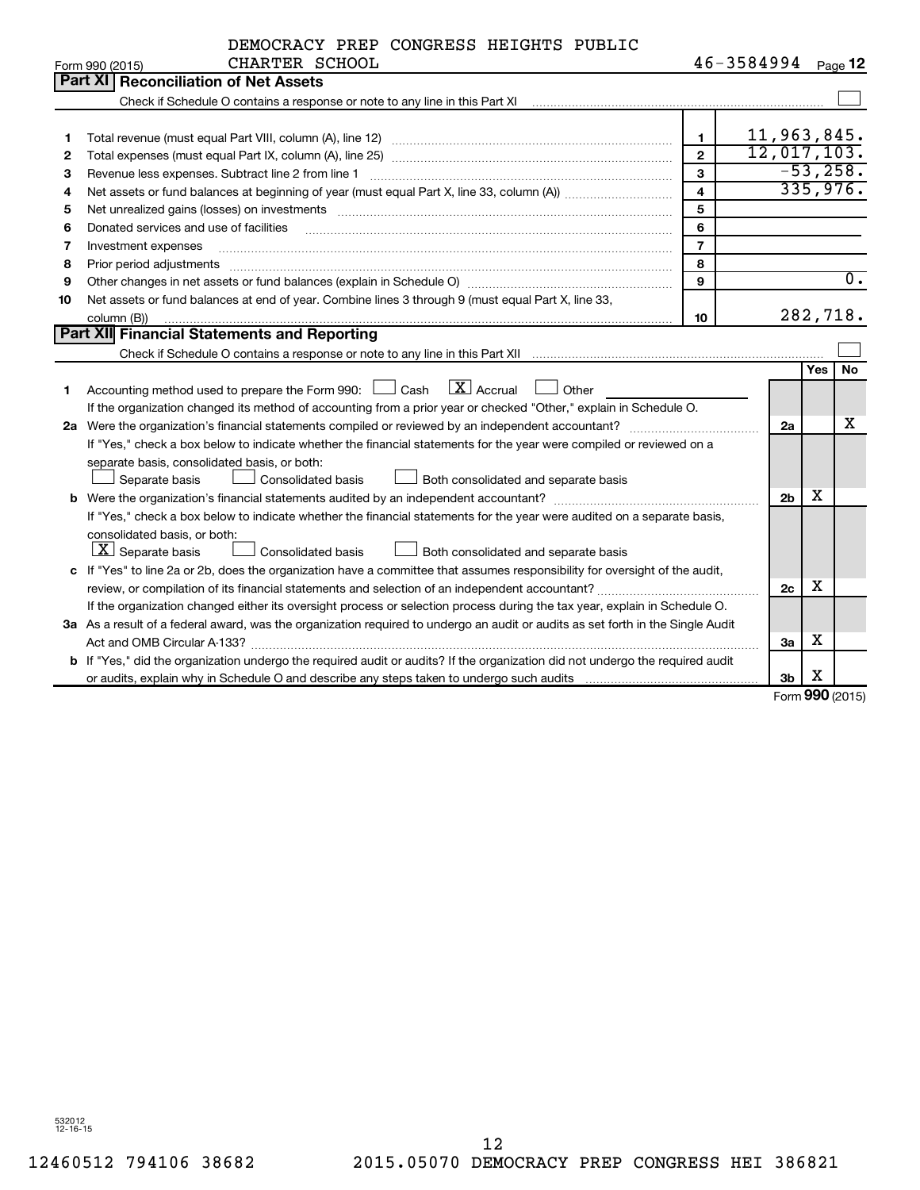DEMOCRACY PREP CONGRESS HEIGHTS PUBLIC CHARTER SCHOOL

Form 990 (2015) 46-3584994 Page 12

## Part XI Reconciliation of Net Assets

Check if Schedule O contains a response or note to any line in this Part XI ☐

| | | | |
|---|---|---|---|
| 1 | Total revenue (must equal Part VIII, column (A), line 12) | 1 | 11,963,845. |
| 2 | Total expenses (must equal Part IX, column (A), line 25) | 2 | 12,017,103. |
| 3 | Revenue less expenses. Subtract line 2 from line 1 | 3 | -53,258. |
| 4 | Net assets or fund balances at beginning of year (must equal Part X, line 33, column (A)) | 4 | 335,976. |
| 5 | Net unrealized gains (losses) on investments | 5 | |
| 6 | Donated services and use of facilities | 6 | |
| 7 | Investment expenses | 7 | |
| 8 | Prior period adjustments | 8 | |
| 9 | Other changes in net assets or fund balances (explain in Schedule O) | 9 | 0. |
| 10 | Net assets or fund balances at end of year. Combine lines 3 through 9 (must equal Part X, line 33, column (B)) | 10 | 282,718. |

## Part XII Financial Statements and Reporting

Check if Schedule O contains a response or note to any line in this Part XII ☐

| | | | Yes | No |
|---|---|---|---|---|
| 1 | Accounting method used to prepare the Form 990: ☐ Cash ☒ Accrual ☐ Other<br>If the organization changed its method of accounting from a prior year or checked "Other," explain in Schedule O. | | | |
| 2a | Were the organization's financial statements compiled or reviewed by an independent accountant?<br>If "Yes," check a box below to indicate whether the financial statements for the year were compiled or reviewed on a separate basis, consolidated basis, or both:<br>☐ Separate basis ☐ Consolidated basis ☐ Both consolidated and separate basis | 2a | | X |
| b | Were the organization's financial statements audited by an independent accountant?<br>If "Yes," check a box below to indicate whether the financial statements for the year were audited on a separate basis, consolidated basis, or both:<br>☒ Separate basis ☐ Consolidated basis ☐ Both consolidated and separate basis | 2b | X | |
| c | If "Yes" to line 2a or 2b, does the organization have a committee that assumes responsibility for oversight of the audit, review, or compilation of its financial statements and selection of an independent accountant?<br>If the organization changed either its oversight process or selection process during the tax year, explain in Schedule O. | 2c | X | |
| 3a | As a result of a federal award, was the organization required to undergo an audit or audits as set forth in the Single Audit Act and OMB Circular A-133? | 3a | X | |
| b | If "Yes," did the organization undergo the required audit or audits? If the organization did not undergo the required audit or audits, explain why in Schedule O and describe any steps taken to undergo such audits | 3b | X | |

Form 990 (2015)

532012 12-16-15

12460512 794106 38682 2015.05070 DEMOCRACY PREP CONGRESS HEI 386821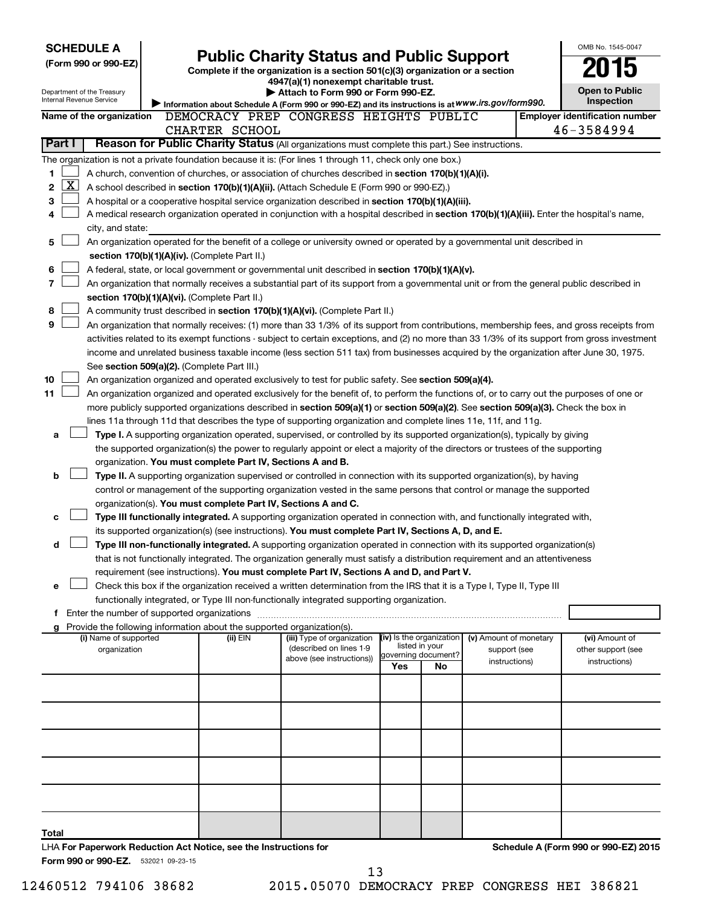**SCHEDULE A**
**(Form 990 or 990-EZ)**

Department of the Treasury
Internal Revenue Service

# Public Charity Status and Public Support

**Complete if the organization is a section 501(c)(3) organization or a section 4947(a)(1) nonexempt charitable trust.**
**▶ Attach to Form 990 or Form 990-EZ.**
▶ Information about Schedule A (Form 990 or 990-EZ) and its instructions is at *www.irs.gov/form990.*

OMB No. 1545-0047
**2015**
**Open to Public Inspection**

**Name of the organization** DEMOCRACY PREP CONGRESS HEIGHTS PUBLIC CHARTER SCHOOL

**Employer identification number** 46-3584994

## Part I — Reason for Public Charity Status (All organizations must complete this part.) See instructions.

The organization is not a private foundation because it is: (For lines 1 through 11, check only one box.)

1. [ ] A church, convention of churches, or association of churches described in **section 170(b)(1)(A)(i).**
2. [X] A school described in **section 170(b)(1)(A)(ii).** (Attach Schedule E (Form 990 or 990-EZ).)
3. [ ] A hospital or a cooperative hospital service organization described in **section 170(b)(1)(A)(iii).**
4. [ ] A medical research organization operated in conjunction with a hospital described in **section 170(b)(1)(A)(iii).** Enter the hospital's name, city, and state: ______
5. [ ] An organization operated for the benefit of a college or university owned or operated by a governmental unit described in **section 170(b)(1)(A)(iv).** (Complete Part II.)
6. [ ] A federal, state, or local government or governmental unit described in **section 170(b)(1)(A)(v).**
7. [ ] An organization that normally receives a substantial part of its support from a governmental unit or from the general public described in **section 170(b)(1)(A)(vi).** (Complete Part II.)
8. [ ] A community trust described in **section 170(b)(1)(A)(vi).** (Complete Part II.)
9. [ ] An organization that normally receives: (1) more than 33 1/3% of its support from contributions, membership fees, and gross receipts from activities related to its exempt functions - subject to certain exceptions, and (2) no more than 33 1/3% of its support from gross investment income and unrelated business taxable income (less section 511 tax) from businesses acquired by the organization after June 30, 1975. See **section 509(a)(2).** (Complete Part III.)
10. [ ] An organization organized and operated exclusively to test for public safety. See **section 509(a)(4).**
11. [ ] An organization organized and operated exclusively for the benefit of, to perform the functions of, or to carry out the purposes of one or more publicly supported organizations described in **section 509(a)(1)** or **section 509(a)(2).** See **section 509(a)(3).** Check the box in lines 11a through 11d that describes the type of supporting organization and complete lines 11e, 11f, and 11g.
   - **a** [ ] **Type I.** A supporting organization operated, supervised, or controlled by its supported organization(s), typically by giving the supported organization(s) the power to regularly appoint or elect a majority of the directors or trustees of the supporting organization. **You must complete Part IV, Sections A and B.**
   - **b** [ ] **Type II.** A supporting organization supervised or controlled in connection with its supported organization(s), by having control or management of the supporting organization vested in the same persons that control or manage the supported organization(s). **You must complete Part IV, Sections A and C.**
   - **c** [ ] **Type III functionally integrated.** A supporting organization operated in connection with, and functionally integrated with, its supported organization(s) (see instructions). **You must complete Part IV, Sections A, D, and E.**
   - **d** [ ] **Type III non-functionally integrated.** A supporting organization operated in connection with its supported organization(s) that is not functionally integrated. The organization generally must satisfy a distribution requirement and an attentiveness requirement (see instructions). **You must complete Part IV, Sections A and D, and Part V.**
   - **e** [ ] Check this box if the organization received a written determination from the IRS that it is a Type I, Type II, Type III functionally integrated, or Type III non-functionally integrated supporting organization.
   - **f** Enter the number of supported organizations ______
   - **g** Provide the following information about the supported organization(s).

| (i) Name of supported organization | (ii) EIN | (iii) Type of organization (described on lines 1-9 above (see instructions)) | (iv) Is the organization listed in your governing document? Yes | No | (v) Amount of monetary support (see instructions) | (vi) Amount of other support (see instructions) |
|---|---|---|---|---|---|---|
| | | | | | | |
| | | | | | | |
| | | | | | | |
| | | | | | | |
| | | | | | | |
| Total | | | | | | |

LHA **For Paperwork Reduction Act Notice, see the Instructions for Form 990 or 990-EZ.** 532021 09-23-15

**Schedule A (Form 990 or 990-EZ) 2015**

12460512 794106 38682 2015.05070 DEMOCRACY PREP CONGRESS HEI 386821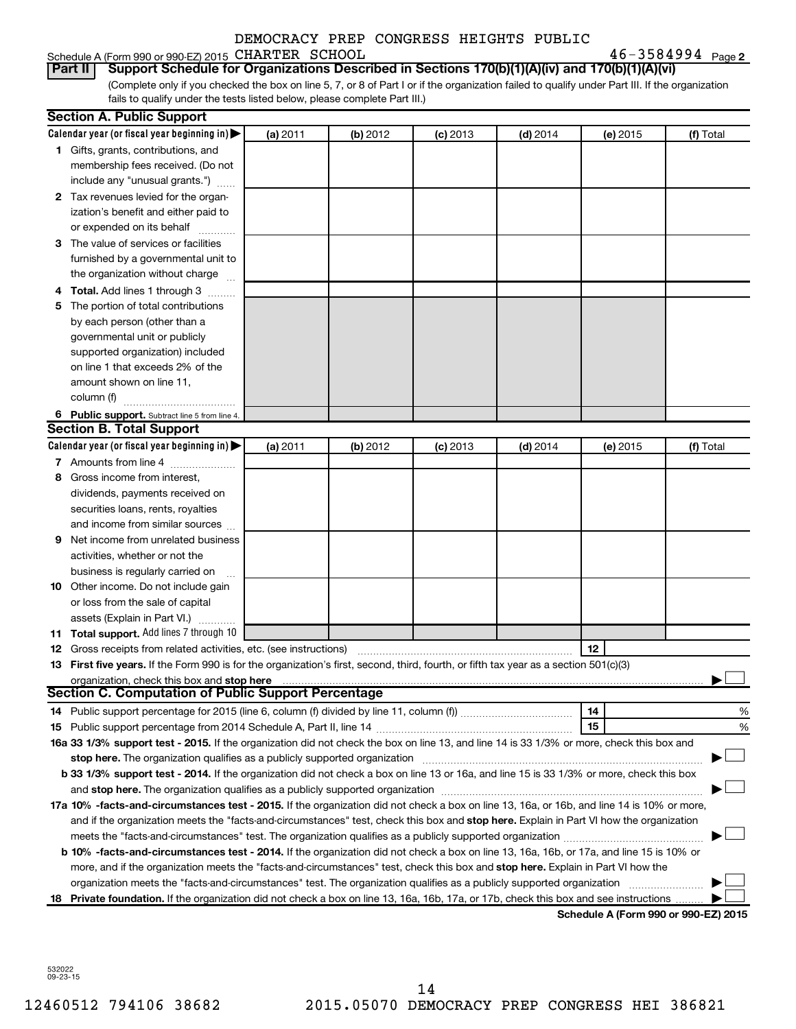DEMOCRACY PREP CONGRESS HEIGHTS PUBLIC

Schedule A (Form 990 or 990-EZ) 2015 CHARTER SCHOOL 46-3584994 Page 2

**Part II Support Schedule for Organizations Described in Sections 170(b)(1)(A)(iv) and 170(b)(1)(A)(vi)**

(Complete only if you checked the box on line 5, 7, or 8 of Part I or if the organization failed to qualify under Part III. If the organization fails to qualify under the tests listed below, please complete Part III.)

## Section A. Public Support

| Calendar year (or fiscal year beginning in) | (a) 2011 | (b) 2012 | (c) 2013 | (d) 2014 | (e) 2015 | (f) Total |
|---|---|---|---|---|---|---|
| **1** Gifts, grants, contributions, and membership fees received. (Do not include any "unusual grants.") | | | | | | |
| **2** Tax revenues levied for the organization's benefit and either paid to or expended on its behalf | | | | | | |
| **3** The value of services or facilities furnished by a governmental unit to the organization without charge | | | | | | |
| **4 Total.** Add lines 1 through 3 | | | | | | |
| **5** The portion of total contributions by each person (other than a governmental unit or publicly supported organization) included on line 1 that exceeds 2% of the amount shown on line 11, column (f) | | | | | | |
| **6 Public support.** Subtract line 5 from line 4. | | | | | | |

## Section B. Total Support

| Calendar year (or fiscal year beginning in) | (a) 2011 | (b) 2012 | (c) 2013 | (d) 2014 | (e) 2015 | (f) Total |
|---|---|---|---|---|---|---|
| **7** Amounts from line 4 | | | | | | |
| **8** Gross income from interest, dividends, payments received on securities loans, rents, royalties and income from similar sources | | | | | | |
| **9** Net income from unrelated business activities, whether or not the business is regularly carried on | | | | | | |
| **10** Other income. Do not include gain or loss from the sale of capital assets (Explain in Part VI.) | | | | | | |
| **11 Total support.** Add lines 7 through 10 | | | | | | |

**12** Gross receipts from related activities, etc. (see instructions) **12**

**13 First five years.** If the Form 990 is for the organization's first, second, third, fourth, or fifth tax year as a section 501(c)(3) organization, check this box and **stop here** ☐

## Section C. Computation of Public Support Percentage

**14** Public support percentage for 2015 (line 6, column (f) divided by line 11, column (f)) **14** %

**15** Public support percentage from 2014 Schedule A, Part II, line 14 **15** %

**16a 33 1/3% support test - 2015.** If the organization did not check the box on line 13, and line 14 is 33 1/3% or more, check this box and **stop here.** The organization qualifies as a publicly supported organization ☐

**b 33 1/3% support test - 2014.** If the organization did not check a box on line 13 or 16a, and line 15 is 33 1/3% or more, check this box and **stop here.** The organization qualifies as a publicly supported organization ☐

**17a 10% -facts-and-circumstances test - 2015.** If the organization did not check a box on line 13, 16a, or 16b, and line 14 is 10% or more, and if the organization meets the "facts-and-circumstances" test, check this box and **stop here.** Explain in Part VI how the organization meets the "facts-and-circumstances" test. The organization qualifies as a publicly supported organization ☐

**b 10% -facts-and-circumstances test - 2014.** If the organization did not check a box on line 13, 16a, 16b, or 17a, and line 15 is 10% or more, and if the organization meets the "facts-and-circumstances" test, check this box and **stop here.** Explain in Part VI how the organization meets the "facts-and-circumstances" test. The organization qualifies as a publicly supported organization ☐

**18 Private foundation.** If the organization did not check a box on line 13, 16a, 16b, 17a, or 17b, check this box and see instructions ☐

**Schedule A (Form 990 or 990-EZ) 2015**

532022 09-23-15

12460512 794106 38682 2015.05070 DEMOCRACY PREP CONGRESS HEI 386821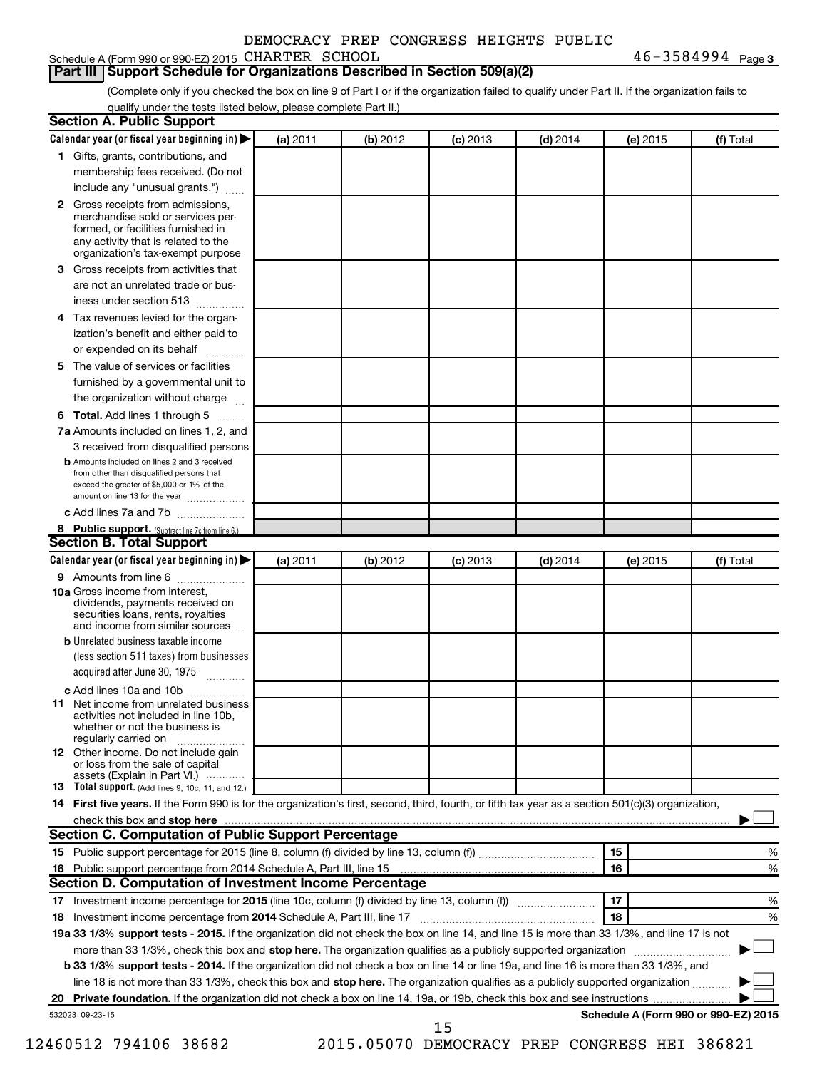Schedule A (Form 990 or 990-EZ) 2015 DEMOCRACY PREP CONGRESS HEIGHTS PUBLIC CHARTER SCHOOL 46-3584994 Page 3

## Part III Support Schedule for Organizations Described in Section 509(a)(2)

(Complete only if you checked the box on line 9 of Part I or if the organization failed to qualify under Part II. If the organization fails to qualify under the tests listed below, please complete Part II.)

### Section A. Public Support

| Calendar year (or fiscal year beginning in) ▶ | (a) 2011 | (b) 2012 | (c) 2013 | (d) 2014 | (e) 2015 | (f) Total |
|---|---|---|---|---|---|---|
| **1** Gifts, grants, contributions, and membership fees received. (Do not include any "unusual grants.") | | | | | | |
| **2** Gross receipts from admissions, merchandise sold or services performed, or facilities furnished in any activity that is related to the organization's tax-exempt purpose | | | | | | |
| **3** Gross receipts from activities that are not an unrelated trade or business under section 513 | | | | | | |
| **4** Tax revenues levied for the organization's benefit and either paid to or expended on its behalf | | | | | | |
| **5** The value of services or facilities furnished by a governmental unit to the organization without charge | | | | | | |
| **6 Total.** Add lines 1 through 5 | | | | | | |
| **7a** Amounts included on lines 1, 2, and 3 received from disqualified persons | | | | | | |
| **b** Amounts included on lines 2 and 3 received from other than disqualified persons that exceed the greater of $5,000 or 1% of the amount on line 13 for the year | | | | | | |
| **c** Add lines 7a and 7b | | | | | | |
| **8 Public support.** (Subtract line 7c from line 6.) | | | | | | |

### Section B. Total Support

| Calendar year (or fiscal year beginning in) ▶ | (a) 2011 | (b) 2012 | (c) 2013 | (d) 2014 | (e) 2015 | (f) Total |
|---|---|---|---|---|---|---|
| **9** Amounts from line 6 | | | | | | |
| **10a** Gross income from interest, dividends, payments received on securities loans, rents, royalties and income from similar sources | | | | | | |
| **b** Unrelated business taxable income (less section 511 taxes) from businesses acquired after June 30, 1975 | | | | | | |
| **c** Add lines 10a and 10b | | | | | | |
| **11** Net income from unrelated business activities not included in line 10b, whether or not the business is regularly carried on | | | | | | |
| **12** Other income. Do not include gain or loss from the sale of capital assets (Explain in Part VI.) | | | | | | |
| **13 Total support.** (Add lines 9, 10c, 11, and 12.) | | | | | | |

**14 First five years.** If the Form 990 is for the organization's first, second, third, fourth, or fifth tax year as a section 501(c)(3) organization, check this box and **stop here** ▶ ☐

### Section C. Computation of Public Support Percentage

| | | | |
|---|---|---|---|
| **15** | Public support percentage for 2015 (line 8, column (f) divided by line 13, column (f)) | 15 | % |
| **16** | Public support percentage from 2014 Schedule A, Part III, line 15 | 16 | % |

### Section D. Computation of Investment Income Percentage

| | | | |
|---|---|---|---|
| **17** | Investment income percentage for **2015** (line 10c, column (f) divided by line 13, column (f)) | 17 | % |
| **18** | Investment income percentage from **2014** Schedule A, Part III, line 17 | 18 | % |

**19a 33 1/3% support tests - 2015.** If the organization did not check the box on line 14, and line 15 is more than 33 1/3%, and line 17 is not more than 33 1/3%, check this box and **stop here.** The organization qualifies as a publicly supported organization ▶ ☐

**b 33 1/3% support tests - 2014.** If the organization did not check a box on line 14 or line 19a, and line 16 is more than 33 1/3%, and line 18 is not more than 33 1/3%, check this box and **stop here.** The organization qualifies as a publicly supported organization ▶ ☐

**20 Private foundation.** If the organization did not check a box on line 14, 19a, or 19b, check this box and see instructions ▶ ☐

532023 09-23-15

**Schedule A (Form 990 or 990-EZ) 2015**

12460512 794106 38682 2015.05070 DEMOCRACY PREP CONGRESS HEI 386821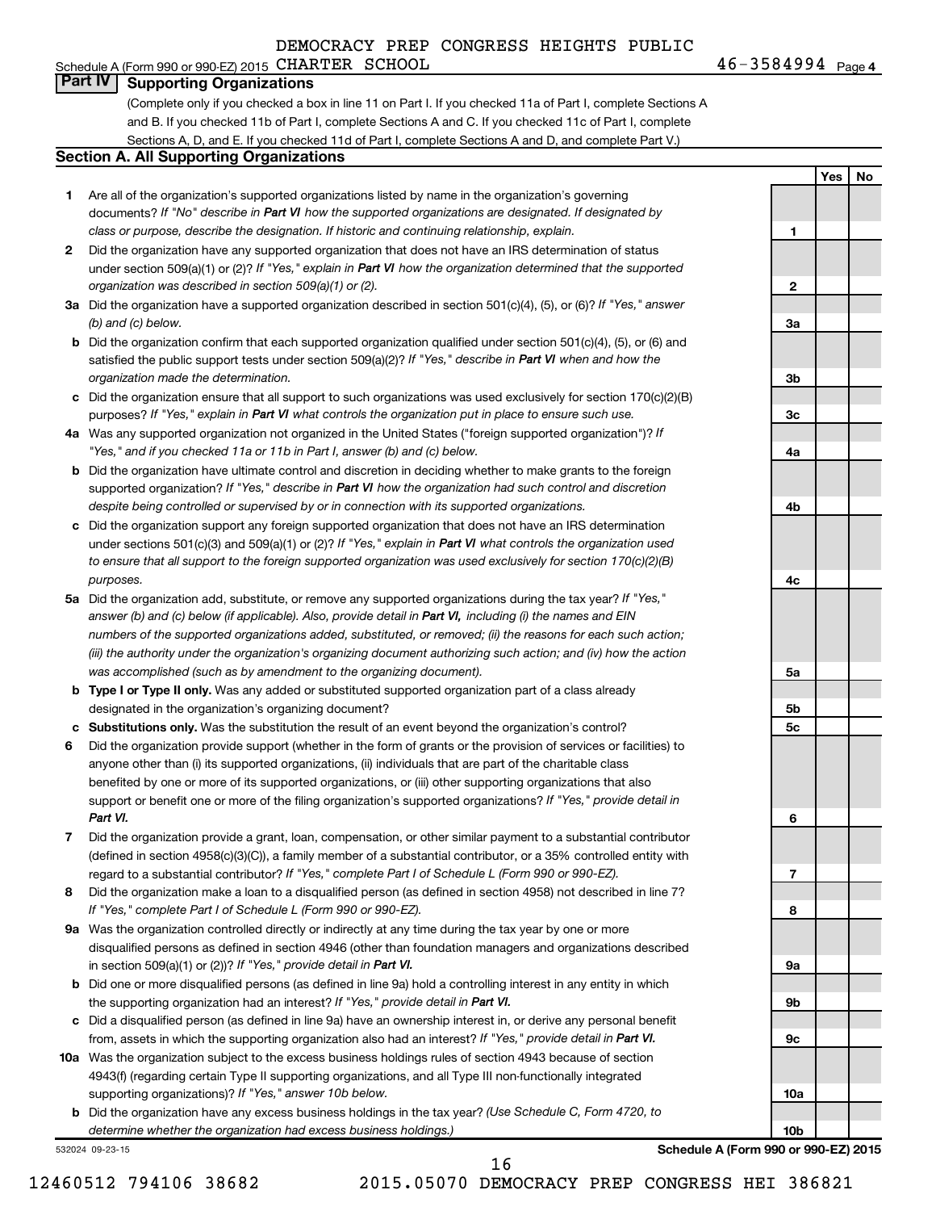DEMOCRACY PREP CONGRESS HEIGHTS PUBLIC

Schedule A (Form 990 or 990-EZ) 2015 CHARTER SCHOOL 46-3584994 Page 4

## Part IV Supporting Organizations

(Complete only if you checked a box in line 11 on Part I. If you checked 11a of Part I, complete Sections A and B. If you checked 11b of Part I, complete Sections A and C. If you checked 11c of Part I, complete Sections A, D, and E. If you checked 11d of Part I, complete Sections A and D, and complete Part V.)

### Section A. All Supporting Organizations

| | | Line | Yes | No |
|---|---|---|---|---|
| **1** | Are all of the organization's supported organizations listed by name in the organization's governing documents? *If "No" describe in **Part VI** how the supported organizations are designated. If designated by class or purpose, describe the designation. If historic and continuing relationship, explain.* | 1 | | |
| **2** | Did the organization have any supported organization that does not have an IRS determination of status under section 509(a)(1) or (2)? *If "Yes," explain in **Part VI** how the organization determined that the supported organization was described in section 509(a)(1) or (2).* | 2 | | |
| **3a** | Did the organization have a supported organization described in section 501(c)(4), (5), or (6)? *If "Yes," answer (b) and (c) below.* | 3a | | |
| **b** | Did the organization confirm that each supported organization qualified under section 501(c)(4), (5), or (6) and satisfied the public support tests under section 509(a)(2)? *If "Yes," describe in **Part VI** when and how the organization made the determination.* | 3b | | |
| **c** | Did the organization ensure that all support to such organizations was used exclusively for section 170(c)(2)(B) purposes? *If "Yes," explain in **Part VI** what controls the organization put in place to ensure such use.* | 3c | | |
| **4a** | Was any supported organization not organized in the United States ("foreign supported organization")? *If "Yes," and if you checked 11a or 11b in Part I, answer (b) and (c) below.* | 4a | | |
| **b** | Did the organization have ultimate control and discretion in deciding whether to make grants to the foreign supported organization? *If "Yes," describe in **Part VI** how the organization had such control and discretion despite being controlled or supervised by or in connection with its supported organizations.* | 4b | | |
| **c** | Did the organization support any foreign supported organization that does not have an IRS determination under sections 501(c)(3) and 509(a)(1) or (2)? *If "Yes," explain in **Part VI** what controls the organization used to ensure that all support to the foreign supported organization was used exclusively for section 170(c)(2)(B) purposes.* | 4c | | |
| **5a** | Did the organization add, substitute, or remove any supported organizations during the tax year? *If "Yes," answer (b) and (c) below (if applicable). Also, provide detail in **Part VI**, including (i) the names and EIN numbers of the supported organizations added, substituted, or removed; (ii) the reasons for each such action; (iii) the authority under the organization's organizing document authorizing such action; and (iv) how the action was accomplished (such as by amendment to the organizing document).* | 5a | | |
| **b** | **Type I or Type II only.** Was any added or substituted supported organization part of a class already designated in the organization's organizing document? | 5b | | |
| **c** | **Substitutions only.** Was the substitution the result of an event beyond the organization's control? | 5c | | |
| **6** | Did the organization provide support (whether in the form of grants or the provision of services or facilities) to anyone other than (i) its supported organizations, (ii) individuals that are part of the charitable class benefited by one or more of its supported organizations, or (iii) other supporting organizations that also support or benefit one or more of the filing organization's supported organizations? *If "Yes," provide detail in **Part VI**.* | 6 | | |
| **7** | Did the organization provide a grant, loan, compensation, or other similar payment to a substantial contributor (defined in section 4958(c)(3)(C)), a family member of a substantial contributor, or a 35% controlled entity with regard to a substantial contributor? *If "Yes," complete Part I of Schedule L (Form 990 or 990-EZ).* | 7 | | |
| **8** | Did the organization make a loan to a disqualified person (as defined in section 4958) not described in line 7? *If "Yes," complete Part I of Schedule L (Form 990 or 990-EZ).* | 8 | | |
| **9a** | Was the organization controlled directly or indirectly at any time during the tax year by one or more disqualified persons as defined in section 4946 (other than foundation managers and organizations described in section 509(a)(1) or (2))? *If "Yes," provide detail in **Part VI**.* | 9a | | |
| **b** | Did one or more disqualified persons (as defined in line 9a) hold a controlling interest in any entity in which the supporting organization had an interest? *If "Yes," provide detail in **Part VI**.* | 9b | | |
| **c** | Did a disqualified person (as defined in line 9a) have an ownership interest in, or derive any personal benefit from, assets in which the supporting organization also had an interest? *If "Yes," provide detail in **Part VI**.* | 9c | | |
| **10a** | Was the organization subject to the excess business holdings rules of section 4943 because of section 4943(f) (regarding certain Type II supporting organizations, and all Type III non-functionally integrated supporting organizations)? *If "Yes," answer 10b below.* | 10a | | |
| **b** | Did the organization have any excess business holdings in the tax year? *(Use Schedule C, Form 4720, to determine whether the organization had excess business holdings.)* | 10b | | |

532024 09-23-15 **Schedule A (Form 990 or 990-EZ) 2015**

12460512 794106 38682 2015.05070 DEMOCRACY PREP CONGRESS HEI 386821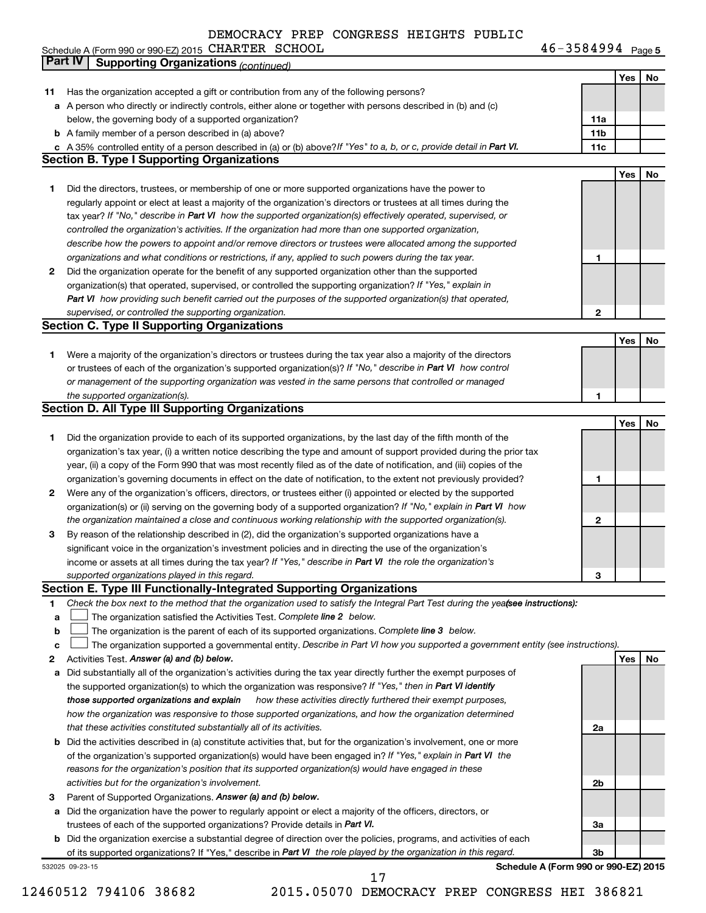DEMOCRACY PREP CONGRESS HEIGHTS PUBLIC

Schedule A (Form 990 or 990-EZ) 2015 CHARTER SCHOOL 46-3584994 Page 5

**Part IV | Supporting Organizations** *(continued)*

| | | | Yes | No |
|---|---|---|---|---|
| **11** | Has the organization accepted a gift or contribution from any of the following persons? | | | |
| **a** | A person who directly or indirectly controls, either alone or together with persons described in (b) and (c) below, the governing body of a supported organization? | **11a** | | |
| **b** | A family member of a person described in (a) above? | **11b** | | |
| **c** | A 35% controlled entity of a person described in (a) or (b) above? *If "Yes" to a, b, or c, provide detail in* ***Part VI.*** | **11c** | | |

## Section B. Type I Supporting Organizations

| | | | Yes | No |
|---|---|---|---|---|
| **1** | Did the directors, trustees, or membership of one or more supported organizations have the power to regularly appoint or elect at least a majority of the organization's directors or trustees at all times during the tax year? *If "No," describe in* ***Part VI*** *how the supported organization(s) effectively operated, supervised, or controlled the organization's activities. If the organization had more than one supported organization, describe how the powers to appoint and/or remove directors or trustees were allocated among the supported organizations and what conditions or restrictions, if any, applied to such powers during the tax year.* | **1** | | |
| **2** | Did the organization operate for the benefit of any supported organization other than the supported organization(s) that operated, supervised, or controlled the supporting organization? *If "Yes," explain in* ***Part VI*** *how providing such benefit carried out the purposes of the supported organization(s) that operated, supervised, or controlled the supporting organization.* | **2** | | |

## Section C. Type II Supporting Organizations

| | | | Yes | No |
|---|---|---|---|---|
| **1** | Were a majority of the organization's directors or trustees during the tax year also a majority of the directors or trustees of each of the organization's supported organization(s)? *If "No," describe in* ***Part VI*** *how control or management of the supporting organization was vested in the same persons that controlled or managed the supported organization(s).* | **1** | | |

## Section D. All Type III Supporting Organizations

| | | | Yes | No |
|---|---|---|---|---|
| **1** | Did the organization provide to each of its supported organizations, by the last day of the fifth month of the organization's tax year, (i) a written notice describing the type and amount of support provided during the prior tax year, (ii) a copy of the Form 990 that was most recently filed as of the date of notification, and (iii) copies of the organization's governing documents in effect on the date of notification, to the extent not previously provided? | **1** | | |
| **2** | Were any of the organization's officers, directors, or trustees either (i) appointed or elected by the supported organization(s) or (ii) serving on the governing body of a supported organization? *If "No," explain in* ***Part VI*** *how the organization maintained a close and continuous working relationship with the supported organization(s).* | **2** | | |
| **3** | By reason of the relationship described in (2), did the organization's supported organizations have a significant voice in the organization's investment policies and in directing the use of the organization's income or assets at all times during the tax year? *If "Yes," describe in* ***Part VI*** *the role the organization's supported organizations played in this regard.* | **3** | | |

## Section E. Type III Functionally-Integrated Supporting Organizations

**1** *Check the box next to the method that the organization used to satisfy the Integral Part Test during the year* ***(see instructions):***

- **a** ☐ The organization satisfied the Activities Test. *Complete* ***line 2*** *below.*
- **b** ☐ The organization is the parent of each of its supported organizations. *Complete* ***line 3*** *below.*
- **c** ☐ The organization supported a governmental entity. *Describe in Part VI how you supported a government entity (see instructions).*

| | | | Yes | No |
|---|---|---|---|---|
| **2** | Activities Test. ***Answer (a) and (b) below.*** | | | |
| **a** | Did substantially all of the organization's activities during the tax year directly further the exempt purposes of the supported organization(s) to which the organization was responsive? *If "Yes," then in* ***Part VI identify those supported organizations and explain*** *how these activities directly furthered their exempt purposes, how the organization was responsive to those supported organizations, and how the organization determined that these activities constituted substantially all of its activities.* | **2a** | | |
| **b** | Did the activities described in (a) constitute activities that, but for the organization's involvement, one or more of the organization's supported organization(s) would have been engaged in? *If "Yes," explain in* ***Part VI*** *the reasons for the organization's position that its supported organization(s) would have engaged in these activities but for the organization's involvement.* | **2b** | | |
| **3** | Parent of Supported Organizations. ***Answer (a) and (b) below.*** | | | |
| **a** | Did the organization have the power to regularly appoint or elect a majority of the officers, directors, or trustees of each of the supported organizations? Provide details in ***Part VI.*** | **3a** | | |
| **b** | Did the organization exercise a substantial degree of direction over the policies, programs, and activities of each of its supported organizations? If "Yes," describe in ***Part VI*** *the role played by the organization in this regard.* | **3b** | | |

532025 09-23-15 **Schedule A (Form 990 or 990-EZ) 2015**

12460512 794106 38682 2015.05070 DEMOCRACY PREP CONGRESS HEI 386821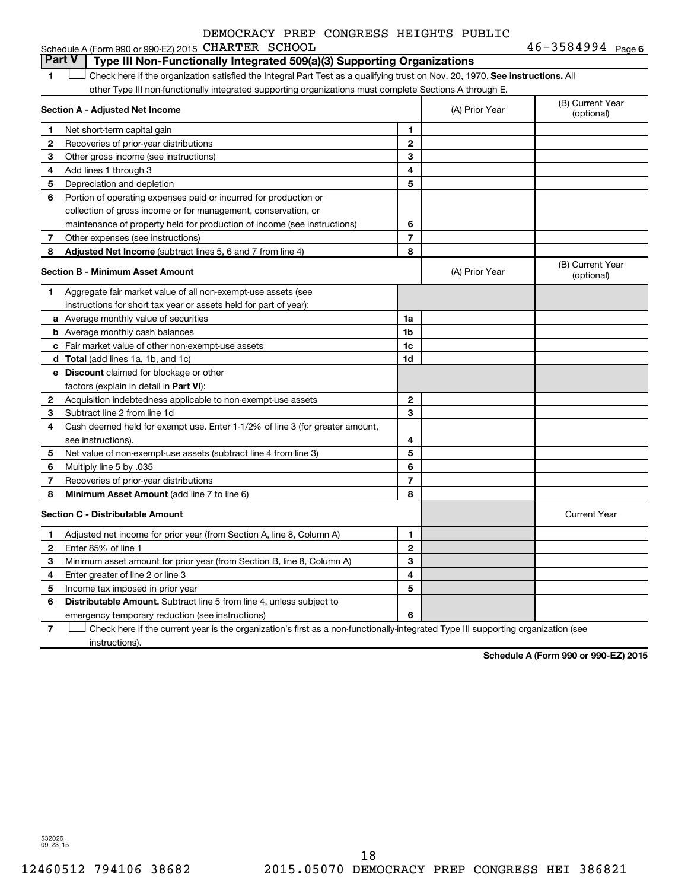DEMOCRACY PREP CONGRESS HEIGHTS PUBLIC

Schedule A (Form 990 or 990-EZ) 2015 CHARTER SCHOOL 46-3584994 Page 6

## Part V Type III Non-Functionally Integrated 509(a)(3) Supporting Organizations

1 ☐ Check here if the organization satisfied the Integral Part Test as a qualifying trust on Nov. 20, 1970. **See instructions.** All other Type III non-functionally integrated supporting organizations must complete Sections A through E.

| **Section A - Adjusted Net Income** | | (A) Prior Year | (B) Current Year (optional) |
|---|---|---|---|
| **1** Net short-term capital gain | 1 | | |
| **2** Recoveries of prior-year distributions | 2 | | |
| **3** Other gross income (see instructions) | 3 | | |
| **4** Add lines 1 through 3 | 4 | | |
| **5** Depreciation and depletion | 5 | | |
| **6** Portion of operating expenses paid or incurred for production or collection of gross income or for management, conservation, or maintenance of property held for production of income (see instructions) | 6 | | |
| **7** Other expenses (see instructions) | 7 | | |
| **8** **Adjusted Net Income** (subtract lines 5, 6 and 7 from line 4) | 8 | | |

| **Section B - Minimum Asset Amount** | | (A) Prior Year | (B) Current Year (optional) |
|---|---|---|---|
| **1** Aggregate fair market value of all non-exempt-use assets (see instructions for short tax year or assets held for part of year): | | | |
| **a** Average monthly value of securities | 1a | | |
| **b** Average monthly cash balances | 1b | | |
| **c** Fair market value of other non-exempt-use assets | 1c | | |
| **d** **Total** (add lines 1a, 1b, and 1c) | 1d | | |
| **e** **Discount** claimed for blockage or other factors (explain in detail in **Part VI**): | | | |
| **2** Acquisition indebtedness applicable to non-exempt-use assets | 2 | | |
| **3** Subtract line 2 from line 1d | 3 | | |
| **4** Cash deemed held for exempt use. Enter 1-1/2% of line 3 (for greater amount, see instructions). | 4 | | |
| **5** Net value of non-exempt-use assets (subtract line 4 from line 3) | 5 | | |
| **6** Multiply line 5 by .035 | 6 | | |
| **7** Recoveries of prior-year distributions | 7 | | |
| **8** **Minimum Asset Amount** (add line 7 to line 6) | 8 | | |

| **Section C - Distributable Amount** | | | Current Year |
|---|---|---|---|
| **1** Adjusted net income for prior year (from Section A, line 8, Column A) | 1 | | |
| **2** Enter 85% of line 1 | 2 | | |
| **3** Minimum asset amount for prior year (from Section B, line 8, Column A) | 3 | | |
| **4** Enter greater of line 2 or line 3 | 4 | | |
| **5** Income tax imposed in prior year | 5 | | |
| **6** **Distributable Amount.** Subtract line 5 from line 4, unless subject to emergency temporary reduction (see instructions) | 6 | | |

7 ☐ Check here if the current year is the organization's first as a non-functionally-integrated Type III supporting organization (see instructions).

**Schedule A (Form 990 or 990-EZ) 2015**

532026 09-23-15

12460512 794106 38682 2015.05070 DEMOCRACY PREP CONGRESS HEI 386821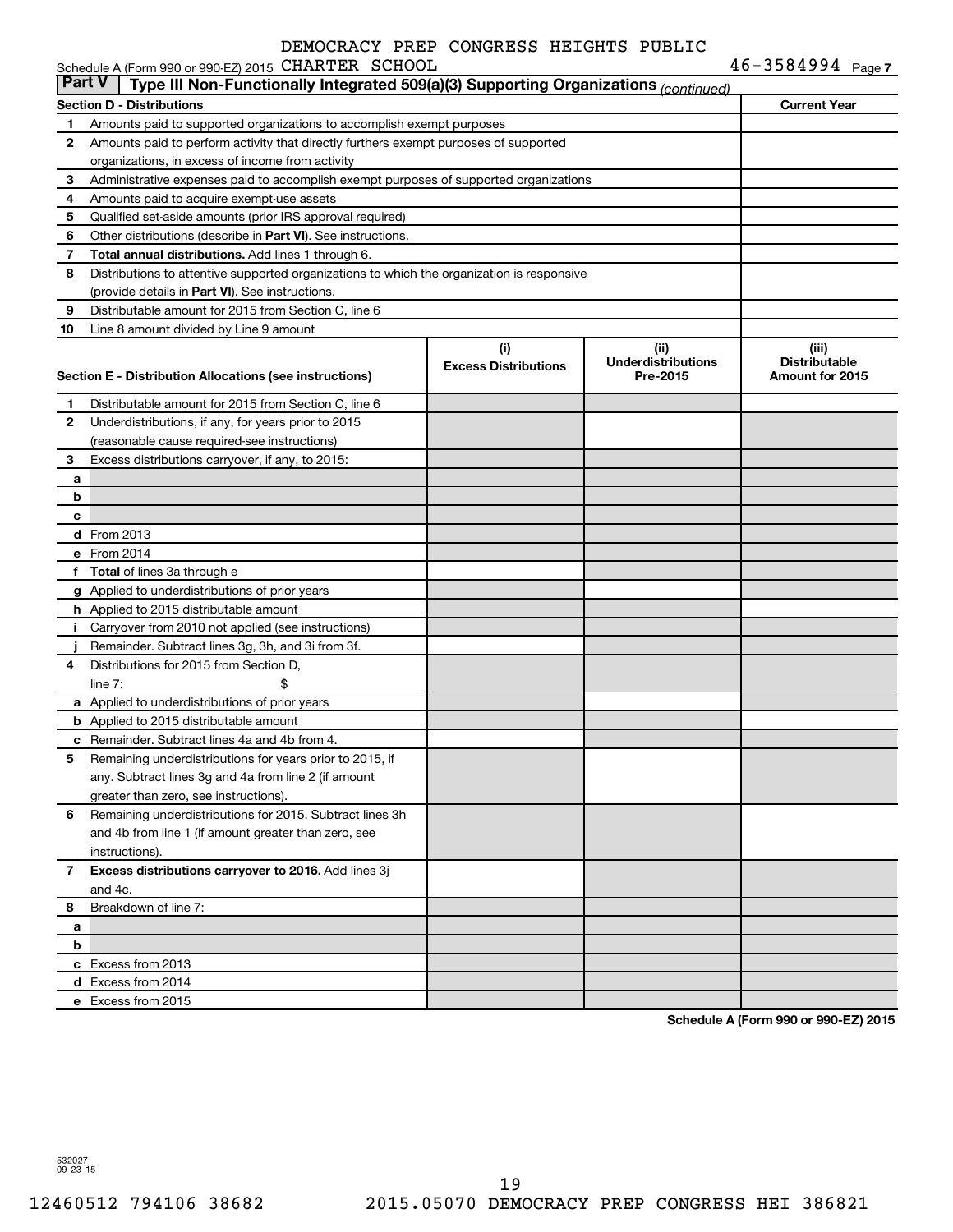DEMOCRACY PREP CONGRESS HEIGHTS PUBLIC

Schedule A (Form 990 or 990-EZ) 2015 CHARTER SCHOOL 46-3584994 Page 7

**Part V | Type III Non-Functionally Integrated 509(a)(3) Supporting Organizations** *(continued)*

| **Section D - Distributions** | | **Current Year** |
|---|---|---|
| 1 | Amounts paid to supported organizations to accomplish exempt purposes | |
| 2 | Amounts paid to perform activity that directly furthers exempt purposes of supported organizations, in excess of income from activity | |
| 3 | Administrative expenses paid to accomplish exempt purposes of supported organizations | |
| 4 | Amounts paid to acquire exempt-use assets | |
| 5 | Qualified set-aside amounts (prior IRS approval required) | |
| 6 | Other distributions (describe in **Part VI**). See instructions. | |
| 7 | **Total annual distributions.** Add lines 1 through 6. | |
| 8 | Distributions to attentive supported organizations to which the organization is responsive (provide details in **Part VI**). See instructions. | |
| 9 | Distributable amount for 2015 from Section C, line 6 | |
| 10 | Line 8 amount divided by Line 9 amount | |

| | **Section E - Distribution Allocations (see instructions)** | **(i) Excess Distributions** | **(ii) Underdistributions Pre-2015** | **(iii) Distributable Amount for 2015** |
|---|---|---|---|---|
| 1 | Distributable amount for 2015 from Section C, line 6 | | | |
| 2 | Underdistributions, if any, for years prior to 2015 (reasonable cause required-see instructions) | | | |
| 3 | Excess distributions carryover, if any, to 2015: | | | |
| a | | | | |
| b | | | | |
| c | | | | |
| d | From 2013 | | | |
| e | From 2014 | | | |
| f | **Total** of lines 3a through e | | | |
| g | Applied to underdistributions of prior years | | | |
| h | Applied to 2015 distributable amount | | | |
| i | Carryover from 2010 not applied (see instructions) | | | |
| j | Remainder. Subtract lines 3g, 3h, and 3i from 3f. | | | |
| 4 | Distributions for 2015 from Section D, line 7: $ | | | |
| a | Applied to underdistributions of prior years | | | |
| b | Applied to 2015 distributable amount | | | |
| c | Remainder. Subtract lines 4a and 4b from 4. | | | |
| 5 | Remaining underdistributions for years prior to 2015, if any. Subtract lines 3g and 4a from line 2 (if amount greater than zero, see instructions). | | | |
| 6 | Remaining underdistributions for 2015. Subtract lines 3h and 4b from line 1 (if amount greater than zero, see instructions). | | | |
| 7 | **Excess distributions carryover to 2016.** Add lines 3j and 4c. | | | |
| 8 | Breakdown of line 7: | | | |
| a | | | | |
| b | | | | |
| c | Excess from 2013 | | | |
| d | Excess from 2014 | | | |
| e | Excess from 2015 | | | |

**Schedule A (Form 990 or 990-EZ) 2015**

532027 09-23-15

12460512 794106 38682 2015.05070 DEMOCRACY PREP CONGRESS HEI 386821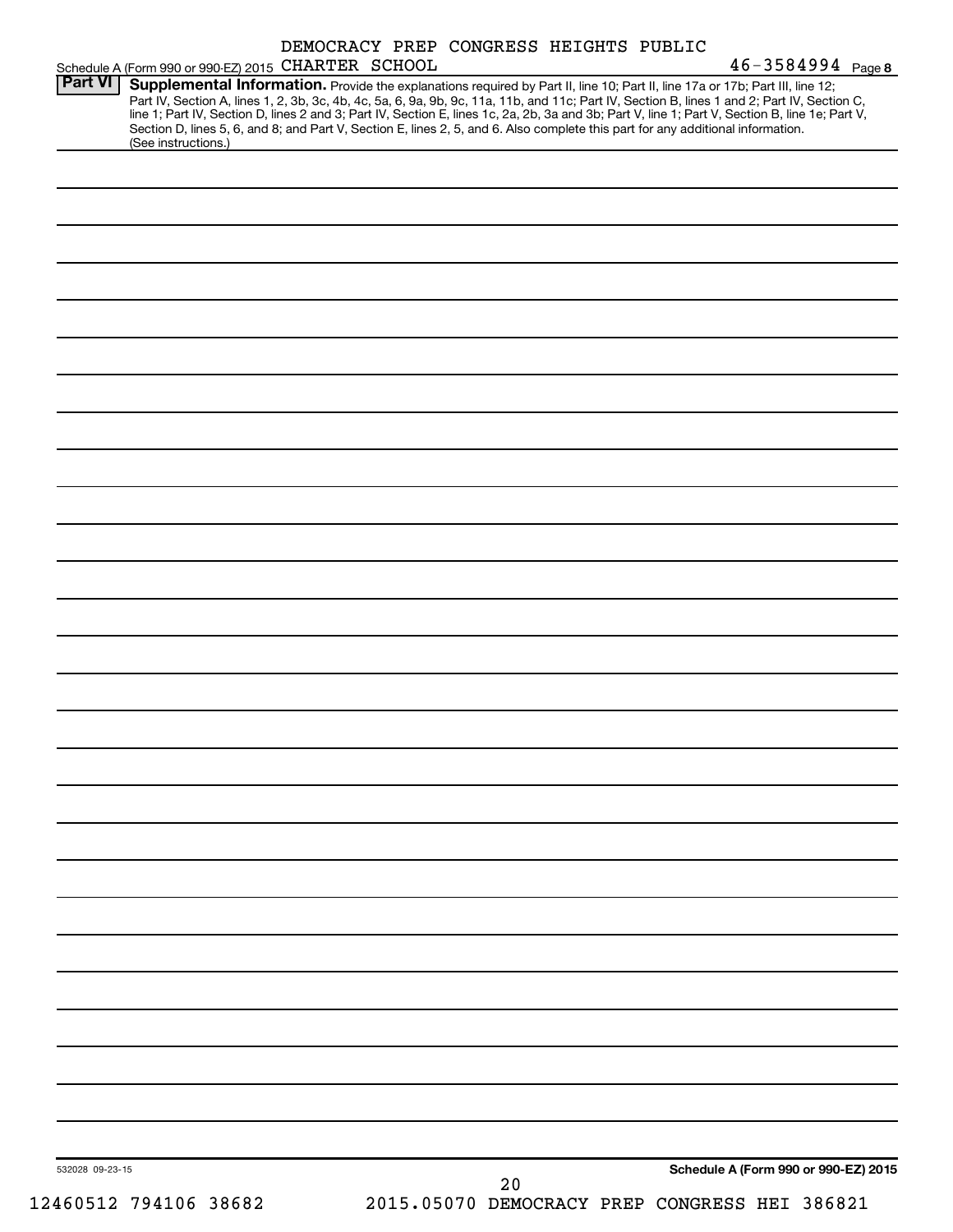DEMOCRACY PREP CONGRESS HEIGHTS PUBLIC

Schedule A (Form 990 or 990-EZ) 2015 CHARTER SCHOOL 46-3584994 Page 8

**Part VI** **Supplemental Information.** Provide the explanations required by Part II, line 10; Part II, line 17a or 17b; Part III, line 12; Part IV, Section A, lines 1, 2, 3b, 3c, 4b, 4c, 5a, 6, 9a, 9b, 9c, 11a, 11b, and 11c; Part IV, Section B, lines 1 and 2; Part IV, Section C, line 1; Part IV, Section D, lines 2 and 3; Part IV, Section E, lines 1c, 2a, 2b, 3a and 3b; Part V, line 1; Part V, Section B, line 1e; Part V, Section D, lines 5, 6, and 8; and Part V, Section E, lines 2, 5, and 6. Also complete this part for any additional information. (See instructions.)

532028 09-23-15

**Schedule A (Form 990 or 990-EZ) 2015**

12460512 794106 38682 2015.05070 DEMOCRACY PREP CONGRESS HEI 386821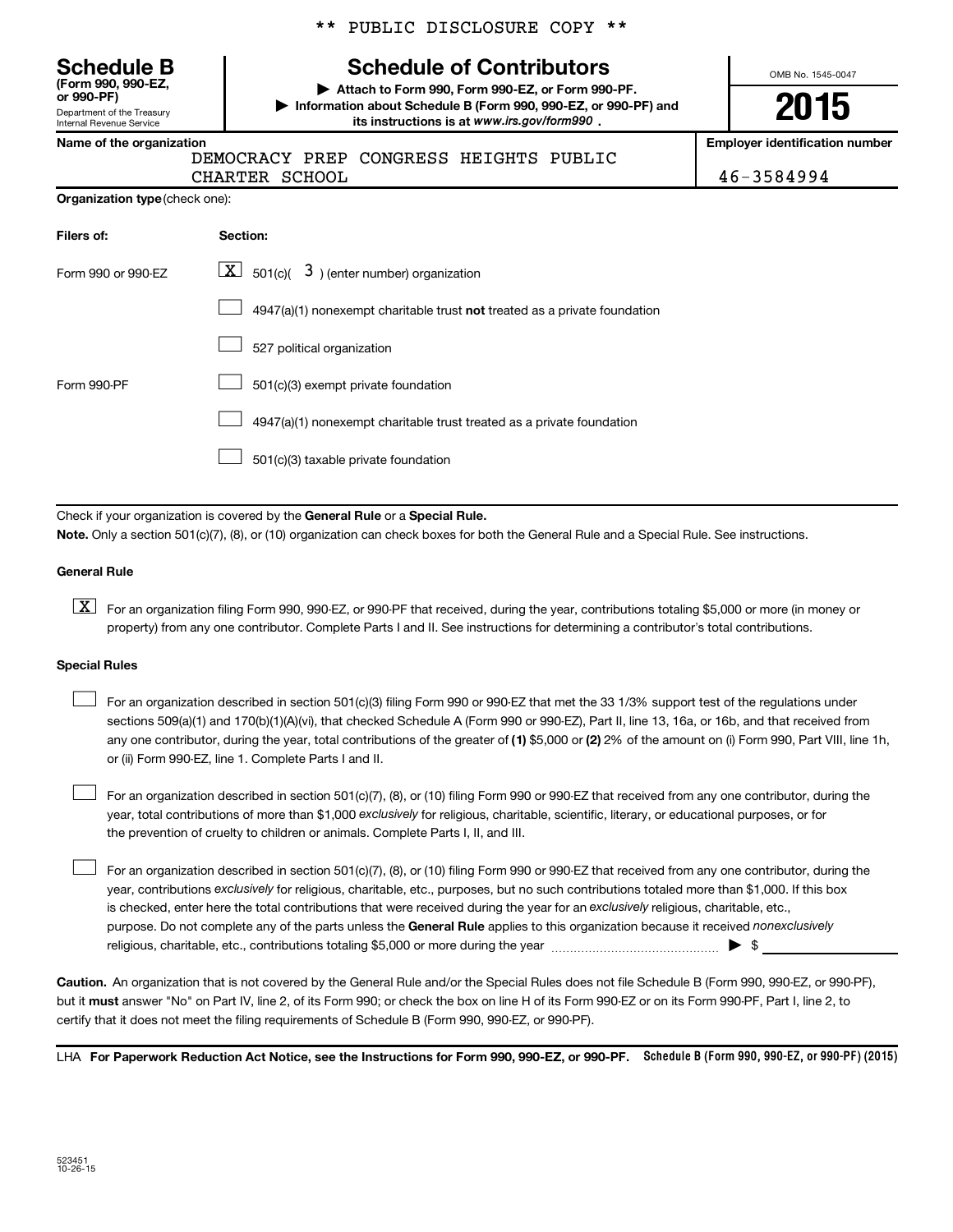** PUBLIC DISCLOSURE COPY **

**Schedule B**
**(Form 990, 990-EZ, or 990-PF)**
Department of the Treasury
Internal Revenue Service

# Schedule of Contributors

▶ **Attach to Form 990, Form 990-EZ, or Form 990-PF.**
▶ **Information about Schedule B (Form 990, 990-EZ, or 990-PF) and its instructions is at** ***www.irs.gov/form990*****.**

OMB No. 1545-0047

**2015**

**Name of the organization**
DEMOCRACY PREP CONGRESS HEIGHTS PUBLIC CHARTER SCHOOL

**Employer identification number**
46-3584994

**Organization type** (check one):

| Filers of: | Section: |
|---|---|
| Form 990 or 990-EZ | [X] 501(c)( 3 ) (enter number) organization |
| | [ ] 4947(a)(1) nonexempt charitable trust **not** treated as a private foundation |
| | [ ] 527 political organization |
| Form 990-PF | [ ] 501(c)(3) exempt private foundation |
| | [ ] 4947(a)(1) nonexempt charitable trust treated as a private foundation |
| | [ ] 501(c)(3) taxable private foundation |

Check if your organization is covered by the **General Rule** or a **Special Rule.**

**Note.** Only a section 501(c)(7), (8), or (10) organization can check boxes for both the General Rule and a Special Rule. See instructions.

**General Rule**

[X] For an organization filing Form 990, 990-EZ, or 990-PF that received, during the year, contributions totaling $5,000 or more (in money or property) from any one contributor. Complete Parts I and II. See instructions for determining a contributor's total contributions.

**Special Rules**

[ ] For an organization described in section 501(c)(3) filing Form 990 or 990-EZ that met the 33 1/3% support test of the regulations under sections 509(a)(1) and 170(b)(1)(A)(vi), that checked Schedule A (Form 990 or 990-EZ), Part II, line 13, 16a, or 16b, and that received from any one contributor, during the year, total contributions of the greater of **(1)** $5,000 or **(2)** 2% of the amount on (i) Form 990, Part VIII, line 1h, or (ii) Form 990-EZ, line 1. Complete Parts I and II.

[ ] For an organization described in section 501(c)(7), (8), or (10) filing Form 990 or 990-EZ that received from any one contributor, during the year, total contributions of more than $1,000 *exclusively* for religious, charitable, scientific, literary, or educational purposes, or for the prevention of cruelty to children or animals. Complete Parts I, II, and III.

[ ] For an organization described in section 501(c)(7), (8), or (10) filing Form 990 or 990-EZ that received from any one contributor, during the year, contributions *exclusively* for religious, charitable, etc., purposes, but no such contributions totaled more than $1,000. If this box is checked, enter here the total contributions that were received during the year for an *exclusively* religious, charitable, etc., purpose. Do not complete any of the parts unless the **General Rule** applies to this organization because it received *nonexclusively* religious, charitable, etc., contributions totaling $5,000 or more during the year ▶ $ ______

**Caution.** An organization that is not covered by the General Rule and/or the Special Rules does not file Schedule B (Form 990, 990-EZ, or 990-PF), but it **must** answer "No" on Part IV, line 2, of its Form 990; or check the box on line H of its Form 990-EZ or on its Form 990-PF, Part I, line 2, to certify that it does not meet the filing requirements of Schedule B (Form 990, 990-EZ, or 990-PF).

LHA **For Paperwork Reduction Act Notice, see the Instructions for Form 990, 990-EZ, or 990-PF.** **Schedule B (Form 990, 990-EZ, or 990-PF) (2015)**

523451
10-26-15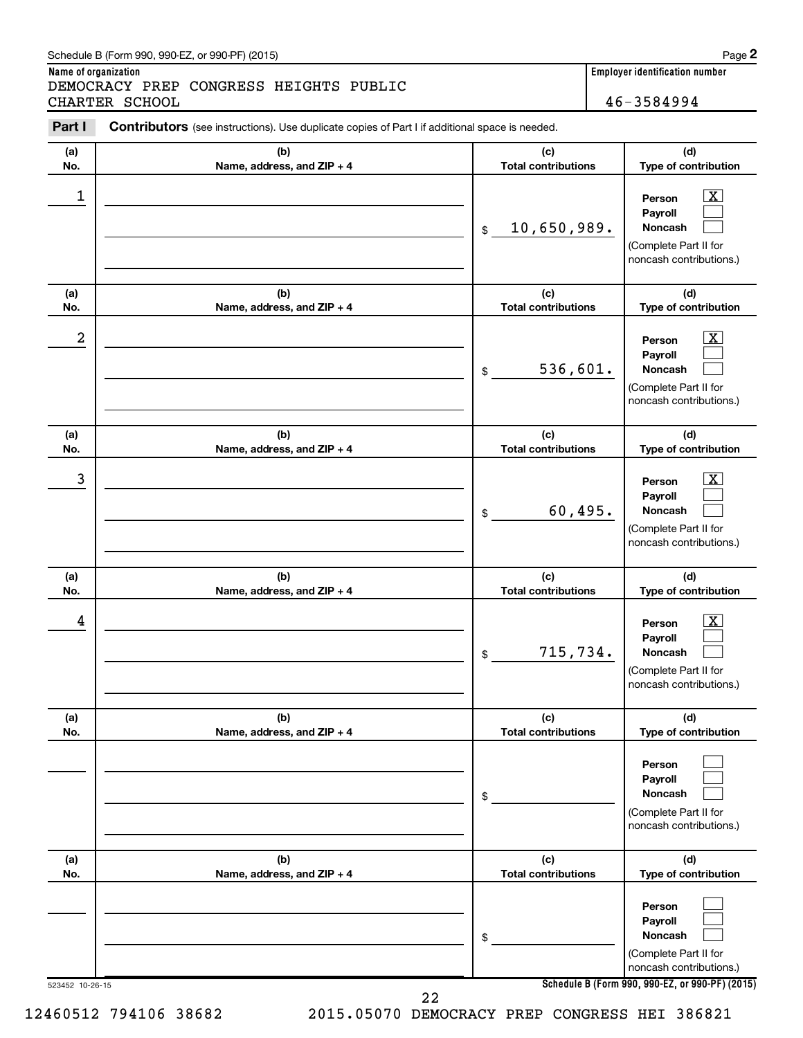Schedule B (Form 990, 990-EZ, or 990-PF) (2015)

**Name of organization**
DEMOCRACY PREP CONGRESS HEIGHTS PUBLIC CHARTER SCHOOL

**Employer identification number**
46-3584994

**Part I** **Contributors** (see instructions). Use duplicate copies of Part I if additional space is needed.

| (a) No. | (b) Name, address, and ZIP + 4 | (c) Total contributions | (d) Type of contribution |
|---|---|---|---|
| 1 | | $ 10,650,989. | Person [X] Payroll [ ] Noncash [ ] (Complete Part II for noncash contributions.) |
| 2 | | $ 536,601. | Person [X] Payroll [ ] Noncash [ ] (Complete Part II for noncash contributions.) |
| 3 | | $ 60,495. | Person [X] Payroll [ ] Noncash [ ] (Complete Part II for noncash contributions.) |
| 4 | | $ 715,734. | Person [X] Payroll [ ] Noncash [ ] (Complete Part II for noncash contributions.) |
| | | $ | Person [ ] Payroll [ ] Noncash [ ] (Complete Part II for noncash contributions.) |
| | | $ | Person [ ] Payroll [ ] Noncash [ ] (Complete Part II for noncash contributions.) |

523452 10-26-15

Schedule B (Form 990, 990-EZ, or 990-PF) (2015)

12460512 794106 38682 2015.05070 DEMOCRACY PREP CONGRESS HEI 386821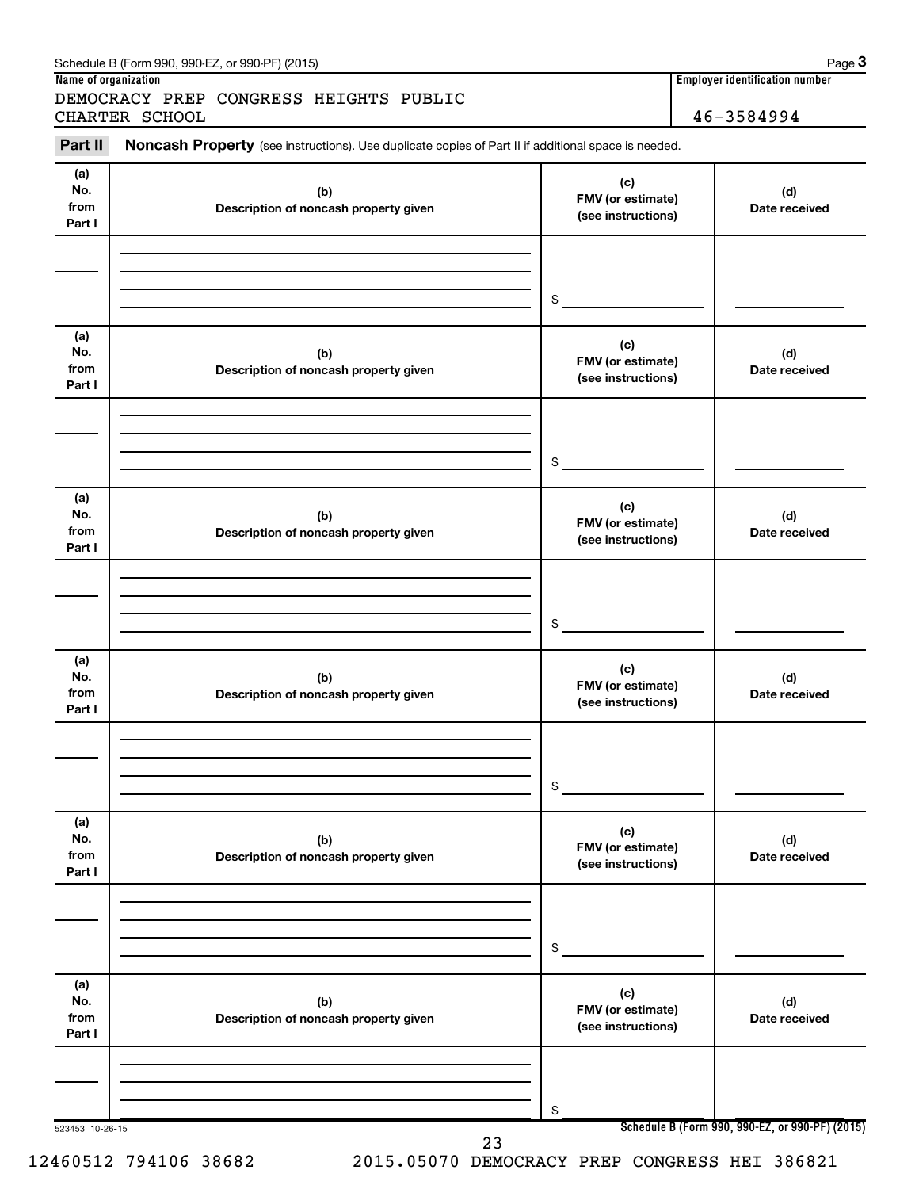Schedule B (Form 990, 990-EZ, or 990-PF) (2015) Page **3**

**Name of organization**

DEMOCRACY PREP CONGRESS HEIGHTS PUBLIC CHARTER SCHOOL

**Employer identification number**

46-3584994

**Part II** **Noncash Property** (see instructions). Use duplicate copies of Part II if additional space is needed.

| (a) No. from Part I | (b) Description of noncash property given | (c) FMV (or estimate) (see instructions) | (d) Date received |
|---|---|---|---|
| | | $ | |

| (a) No. from Part I | (b) Description of noncash property given | (c) FMV (or estimate) (see instructions) | (d) Date received |
|---|---|---|---|
| | | $ | |

| (a) No. from Part I | (b) Description of noncash property given | (c) FMV (or estimate) (see instructions) | (d) Date received |
|---|---|---|---|
| | | $ | |

| (a) No. from Part I | (b) Description of noncash property given | (c) FMV (or estimate) (see instructions) | (d) Date received |
|---|---|---|---|
| | | $ | |

| (a) No. from Part I | (b) Description of noncash property given | (c) FMV (or estimate) (see instructions) | (d) Date received |
|---|---|---|---|
| | | $ | |

| (a) No. from Part I | (b) Description of noncash property given | (c) FMV (or estimate) (see instructions) | (d) Date received |
|---|---|---|---|
| | | $ | |

523453 10-26-15

**Schedule B (Form 990, 990-EZ, or 990-PF) (2015)**

12460512 794106 38682 2015.05070 DEMOCRACY PREP CONGRESS HEI 386821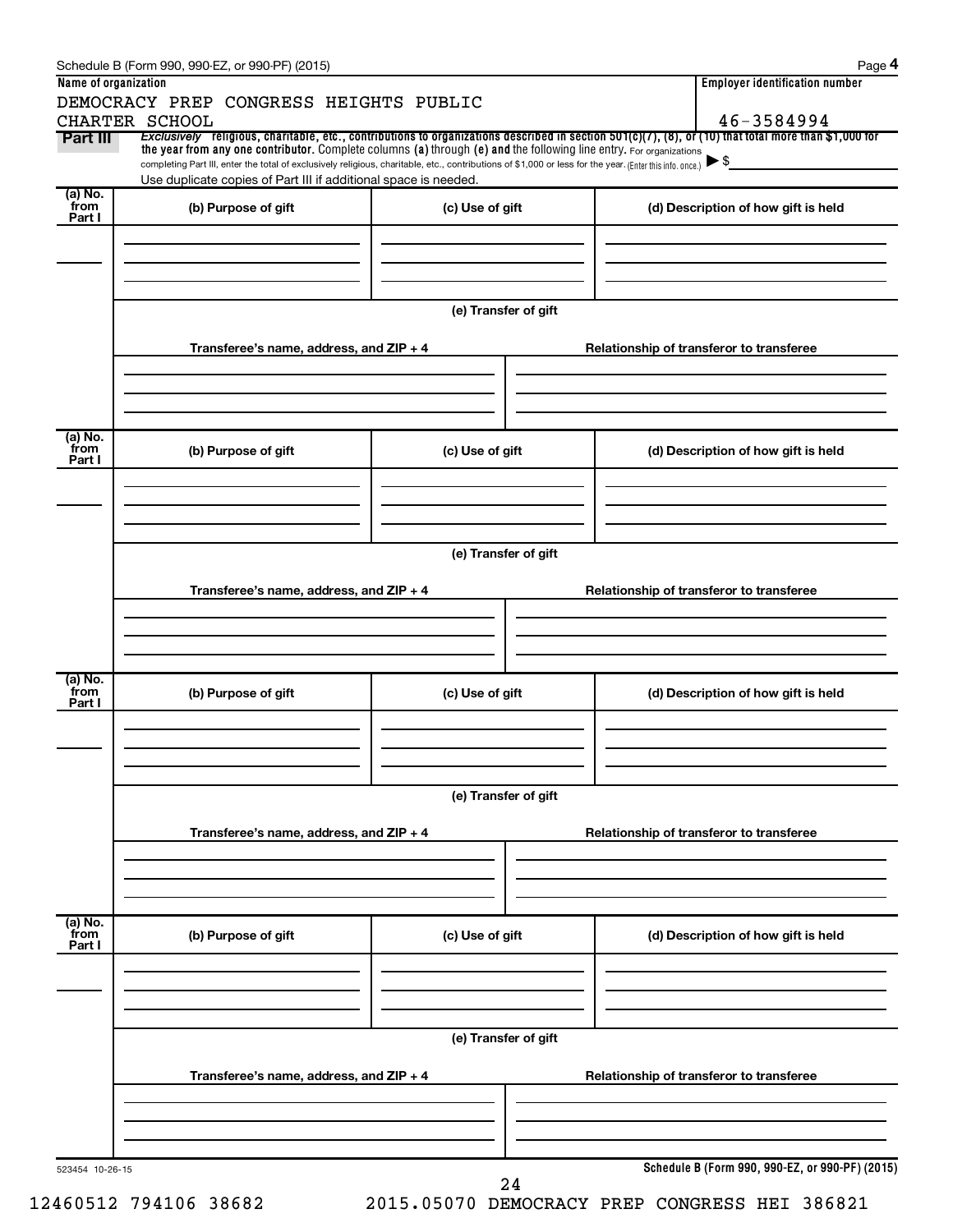Schedule B (Form 990, 990-EZ, or 990-PF) (2015)

**Name of organization**

DEMOCRACY PREP CONGRESS HEIGHTS PUBLIC CHARTER SCHOOL

**Employer identification number**

46-3584994

**Part III** *Exclusively* religious, charitable, etc., contributions to organizations described in section 501(c)(7), (8), or (10) that total more than $1,000 for the year from any one contributor. Complete columns (a) through (e) and the following line entry. For organizations completing Part III, enter the total of exclusively religious, charitable, etc., contributions of $1,000 or less for the year. (Enter this info. once.) ▶ $

Use duplicate copies of Part III if additional space is needed.

| (a) No. from Part I | (b) Purpose of gift | (c) Use of gift | (d) Description of how gift is held |
|---|---|---|---|
| | | | |

(e) Transfer of gift

| Transferee's name, address, and ZIP + 4 | Relationship of transferor to transferee |
|---|---|
| | |

| (a) No. from Part I | (b) Purpose of gift | (c) Use of gift | (d) Description of how gift is held |
|---|---|---|---|
| | | | |

(e) Transfer of gift

| Transferee's name, address, and ZIP + 4 | Relationship of transferor to transferee |
|---|---|
| | |

| (a) No. from Part I | (b) Purpose of gift | (c) Use of gift | (d) Description of how gift is held |
|---|---|---|---|
| | | | |

(e) Transfer of gift

| Transferee's name, address, and ZIP + 4 | Relationship of transferor to transferee |
|---|---|
| | |

| (a) No. from Part I | (b) Purpose of gift | (c) Use of gift | (d) Description of how gift is held |
|---|---|---|---|
| | | | |

(e) Transfer of gift

| Transferee's name, address, and ZIP + 4 | Relationship of transferor to transferee |
|---|---|
| | |

523454 10-26-15

**Schedule B (Form 990, 990-EZ, or 990-PF) (2015)**

12460512 794106 38682 2015.05070 DEMOCRACY PREP CONGRESS HEI 386821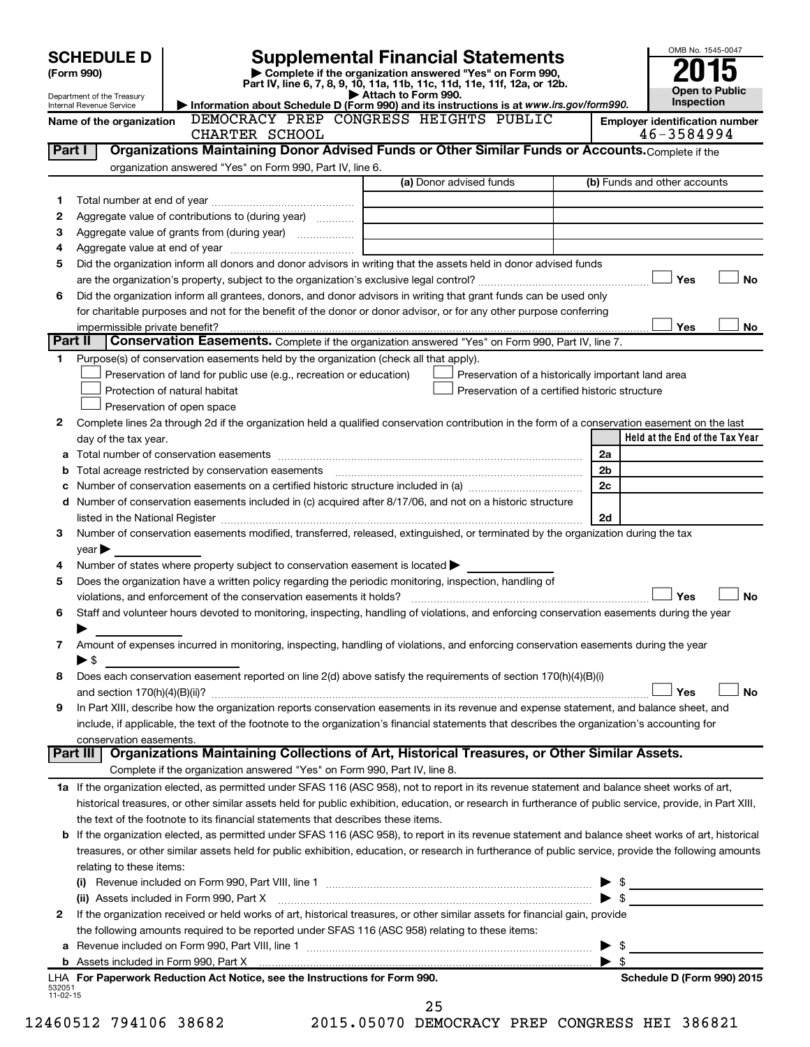# SCHEDULE D (Form 990)

Department of the Treasury
Internal Revenue Service

## Supplemental Financial Statements

▶ Complete if the organization answered "Yes" on Form 990, Part IV, line 6, 7, 8, 9, 10, 11a, 11b, 11c, 11d, 11e, 11f, 12a, or 12b.

▶ Attach to Form 990.

▶ Information about Schedule D (Form 990) and its instructions is at www.irs.gov/form990.

OMB No. 1545-0047

**2015**

**Open to Public Inspection**

Name of the organization: DEMOCRACY PREP CONGRESS HEIGHTS PUBLIC CHARTER SCHOOL

Employer identification number: 46-3584994

**Part I — Organizations Maintaining Donor Advised Funds or Other Similar Funds or Accounts.** Complete if the organization answered "Yes" on Form 990, Part IV, line 6.

| | | (a) Donor advised funds | (b) Funds and other accounts |
|---|---|---|---|
| 1 | Total number at end of year | | |
| 2 | Aggregate value of contributions to (during year) | | |
| 3 | Aggregate value of grants from (during year) | | |
| 4 | Aggregate value at end of year | | |

5 Did the organization inform all donors and donor advisors in writing that the assets held in donor advised funds are the organization's property, subject to the organization's exclusive legal control? ☐ Yes ☐ No

6 Did the organization inform all grantees, donors, and donor advisors in writing that grant funds can be used only for charitable purposes and not for the benefit of the donor or donor advisor, or for any other purpose conferring impermissible private benefit? ☐ Yes ☐ No

**Part II — Conservation Easements.** Complete if the organization answered "Yes" on Form 990, Part IV, line 7.

1 Purpose(s) of conservation easements held by the organization (check all that apply).

- ☐ Preservation of land for public use (e.g., recreation or education)
- ☐ Protection of natural habitat
- ☐ Preservation of open space
- ☐ Preservation of a historically important land area
- ☐ Preservation of a certified historic structure

2 Complete lines 2a through 2d if the organization held a qualified conservation contribution in the form of a conservation easement on the last day of the tax year.

| | | | Held at the End of the Tax Year |
|---|---|---|---|
| a | Total number of conservation easements | 2a | |
| b | Total acreage restricted by conservation easements | 2b | |
| c | Number of conservation easements on a certified historic structure included in (a) | 2c | |
| d | Number of conservation easements included in (c) acquired after 8/17/06, and not on a historic structure listed in the National Register | 2d | |

3 Number of conservation easements modified, transferred, released, extinguished, or terminated by the organization during the tax year ▶

4 Number of states where property subject to conservation easement is located ▶

5 Does the organization have a written policy regarding the periodic monitoring, inspection, handling of violations, and enforcement of the conservation easements it holds? ☐ Yes ☐ No

6 Staff and volunteer hours devoted to monitoring, inspecting, handling of violations, and enforcing conservation easements during the year ▶

7 Amount of expenses incurred in monitoring, inspecting, handling of violations, and enforcing conservation easements during the year ▶ $

8 Does each conservation easement reported on line 2(d) above satisfy the requirements of section 170(h)(4)(B)(i) and section 170(h)(4)(B)(ii)? ☐ Yes ☐ No

9 In Part XIII, describe how the organization reports conservation easements in its revenue and expense statement, and balance sheet, and include, if applicable, the text of the footnote to the organization's financial statements that describes the organization's accounting for conservation easements.

**Part III — Organizations Maintaining Collections of Art, Historical Treasures, or Other Similar Assets.** Complete if the organization answered "Yes" on Form 990, Part IV, line 8.

1a If the organization elected, as permitted under SFAS 116 (ASC 958), not to report in its revenue statement and balance sheet works of art, historical treasures, or other similar assets held for public exhibition, education, or research in furtherance of public service, provide, in Part XIII, the text of the footnote to its financial statements that describes these items.

b If the organization elected, as permitted under SFAS 116 (ASC 958), to report in its revenue statement and balance sheet works of art, historical treasures, or other similar assets held for public exhibition, education, or research in furtherance of public service, provide the following amounts relating to these items:

(i) Revenue included on Form 990, Part VIII, line 1 ▶ $

(ii) Assets included in Form 990, Part X ▶ $

2 If the organization received or held works of art, historical treasures, or other similar assets for financial gain, provide the following amounts required to be reported under SFAS 116 (ASC 958) relating to these items:

a Revenue included on Form 990, Part VIII, line 1 ▶ $

b Assets included in Form 990, Part X ▶ $

LHA For Paperwork Reduction Act Notice, see the Instructions for Form 990. Schedule D (Form 990) 2015

532051 11-02-15

12460512 794106 38682 2015.05070 DEMOCRACY PREP CONGRESS HEI 386821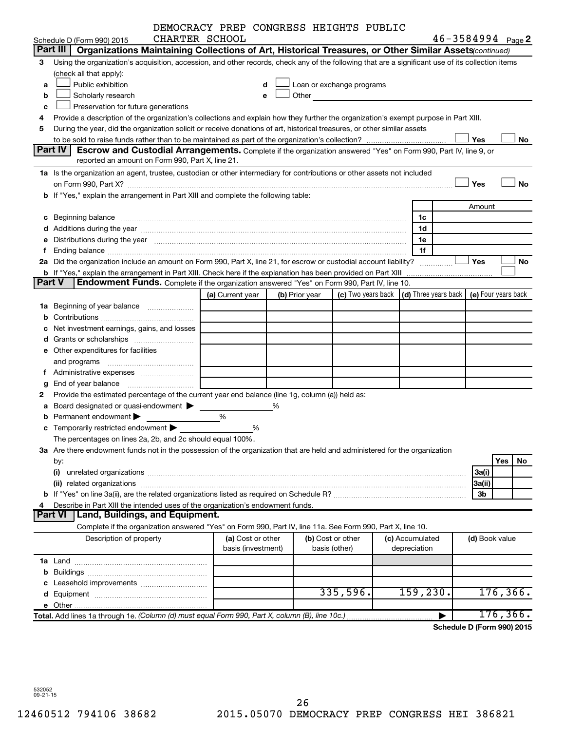DEMOCRACY PREP CONGRESS HEIGHTS PUBLIC CHARTER SCHOOL

Schedule D (Form 990) 2015 46-3584994 Page 2

## Part III Organizations Maintaining Collections of Art, Historical Treasures, or Other Similar Assets (continued)

3 Using the organization's acquisition, accession, and other records, check any of the following that are a significant use of its collection items (check all that apply):

a ☐ Public exhibition
b ☐ Scholarly research
c ☐ Preservation for future generations
d ☐ Loan or exchange programs
e ☐ Other

4 Provide a description of the organization's collections and explain how they further the organization's exempt purpose in Part XIII.

5 During the year, did the organization solicit or receive donations of art, historical treasures, or other similar assets to be sold to raise funds rather than to be maintained as part of the organization's collection? ☐ Yes ☐ No

## Part IV Escrow and Custodial Arrangements.

Complete if the organization answered "Yes" on Form 990, Part IV, line 9, or reported an amount on Form 990, Part X, line 21.

1a Is the organization an agent, trustee, custodian or other intermediary for contributions or other assets not included on Form 990, Part X? ☐ Yes ☐ No

b If "Yes," explain the arrangement in Part XIII and complete the following table:

| | | Amount |
|---|---|---|
| c Beginning balance | 1c | |
| d Additions during the year | 1d | |
| e Distributions during the year | 1e | |
| f Ending balance | 1f | |

2a Did the organization include an amount on Form 990, Part X, line 21, for escrow or custodial account liability? ☐ Yes ☐ No

b If "Yes," explain the arrangement in Part XIII. Check here if the explanation has been provided on Part XIII ☐

## Part V Endowment Funds.

Complete if the organization answered "Yes" on Form 990, Part IV, line 10.

| | (a) Current year | (b) Prior year | (c) Two years back | (d) Three years back | (e) Four years back |
|---|---|---|---|---|---|
| 1a Beginning of year balance | | | | | |
| b Contributions | | | | | |
| c Net investment earnings, gains, and losses | | | | | |
| d Grants or scholarships | | | | | |
| e Other expenditures for facilities and programs | | | | | |
| f Administrative expenses | | | | | |
| g End of year balance | | | | | |

2 Provide the estimated percentage of the current year end balance (line 1g, column (a)) held as:

a Board designated or quasi-endowment ▶ %
b Permanent endowment ▶ %
c Temporarily restricted endowment ▶ %

The percentages on lines 2a, 2b, and 2c should equal 100%.

3a Are there endowment funds not in the possession of the organization that are held and administered for the organization by:

| | | Yes | No |
|---|---|---|---|
| (i) unrelated organizations | 3a(i) | | |
| (ii) related organizations | 3a(ii) | | |
| b If "Yes" on line 3a(ii), are the related organizations listed as required on Schedule R? | 3b | | |

4 Describe in Part XIII the intended uses of the organization's endowment funds.

## Part VI Land, Buildings, and Equipment.

Complete if the organization answered "Yes" on Form 990, Part IV, line 11a. See Form 990, Part X, line 10.

| Description of property | (a) Cost or other basis (investment) | (b) Cost or other basis (other) | (c) Accumulated depreciation | (d) Book value |
|---|---|---|---|---|
| 1a Land | | | | |
| b Buildings | | | | |
| c Leasehold improvements | | | | |
| d Equipment | | 335,596. | 159,230. | 176,366. |
| e Other | | | | |
| Total. Add lines 1a through 1e. (Column (d) must equal Form 990, Part X, column (B), line 10c.) ▶ | | | | 176,366. |

Schedule D (Form 990) 2015

532052 09-21-15

12460512 794106 38682 2015.05070 DEMOCRACY PREP CONGRESS HEI 386821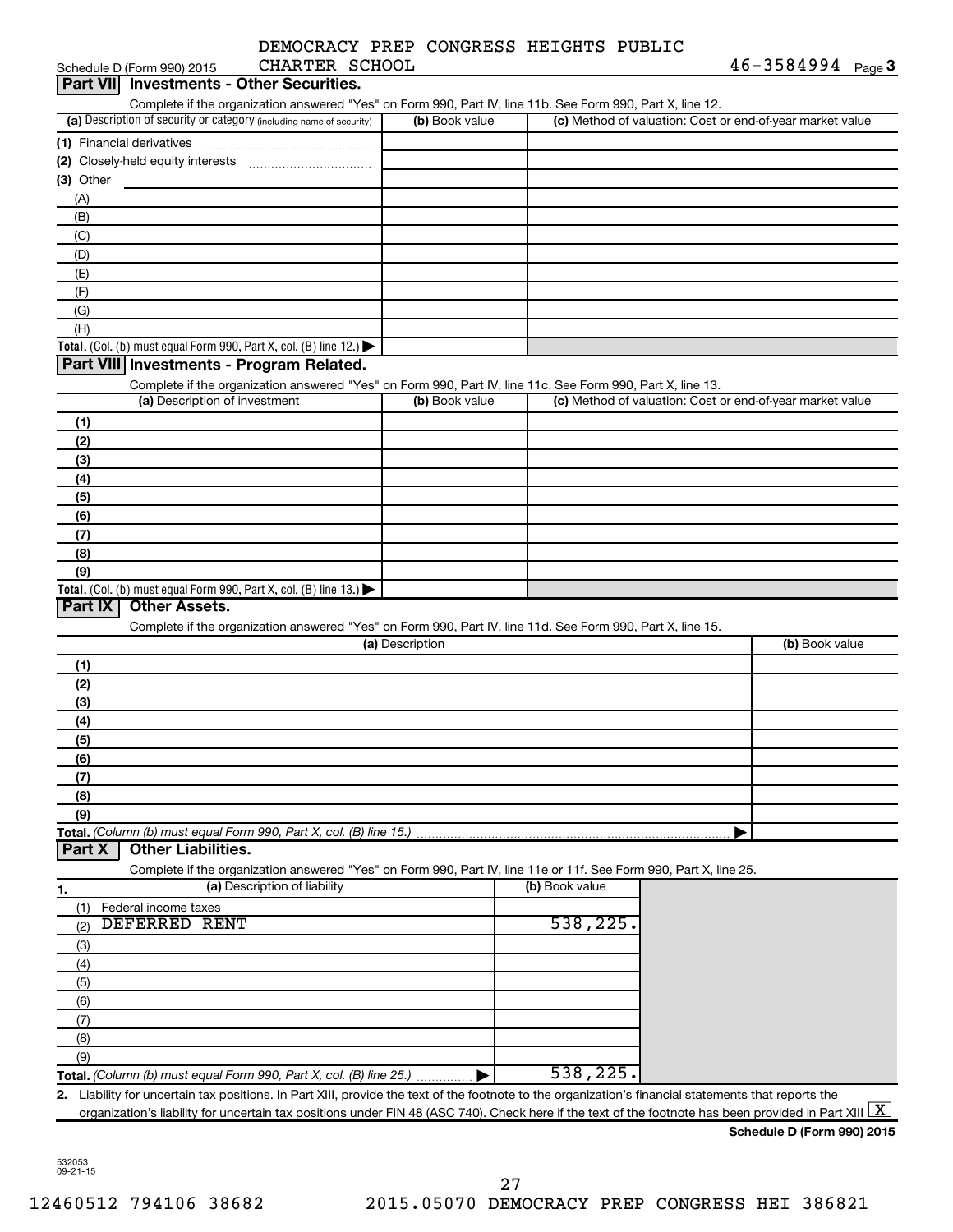DEMOCRACY PREP CONGRESS HEIGHTS PUBLIC CHARTER SCHOOL

46-3584994

Schedule D (Form 990) 2015

## Part VII Investments - Other Securities.

Complete if the organization answered "Yes" on Form 990, Part IV, line 11b. See Form 990, Part X, line 12.

| (a) Description of security or category (including name of security) | (b) Book value | (c) Method of valuation: Cost or end-of-year market value |
|---|---|---|
| (1) Financial derivatives | | |
| (2) Closely-held equity interests | | |
| (3) Other | | |
| (A) | | |
| (B) | | |
| (C) | | |
| (D) | | |
| (E) | | |
| (F) | | |
| (G) | | |
| (H) | | |
| Total. (Col. (b) must equal Form 990, Part X, col. (B) line 12.) | | |

## Part VIII Investments - Program Related.

Complete if the organization answered "Yes" on Form 990, Part IV, line 11c. See Form 990, Part X, line 13.

| (a) Description of investment | (b) Book value | (c) Method of valuation: Cost or end-of-year market value |
|---|---|---|
| (1) | | |
| (2) | | |
| (3) | | |
| (4) | | |
| (5) | | |
| (6) | | |
| (7) | | |
| (8) | | |
| (9) | | |
| Total. (Col. (b) must equal Form 990, Part X, col. (B) line 13.) | | |

## Part IX Other Assets.

Complete if the organization answered "Yes" on Form 990, Part IV, line 11d. See Form 990, Part X, line 15.

| (a) Description | (b) Book value |
|---|---|
| (1) | |
| (2) | |
| (3) | |
| (4) | |
| (5) | |
| (6) | |
| (7) | |
| (8) | |
| (9) | |
| Total. (Column (b) must equal Form 990, Part X, col. (B) line 15.) | |

## Part X Other Liabilities.

Complete if the organization answered "Yes" on Form 990, Part IV, line 11e or 11f. See Form 990, Part X, line 25.

| 1. (a) Description of liability | (b) Book value |
|---|---|
| (1) Federal income taxes | |
| (2) DEFERRED RENT | 538,225. |
| (3) | |
| (4) | |
| (5) | |
| (6) | |
| (7) | |
| (8) | |
| (9) | |
| Total. (Column (b) must equal Form 990, Part X, col. (B) line 25.) | 538,225. |

2. Liability for uncertain tax positions. In Part XIII, provide the text of the footnote to the organization's financial statements that reports the organization's liability for uncertain tax positions under FIN 48 (ASC 740). Check here if the text of the footnote has been provided in Part XIII [X]

Schedule D (Form 990) 2015

532053 09-21-15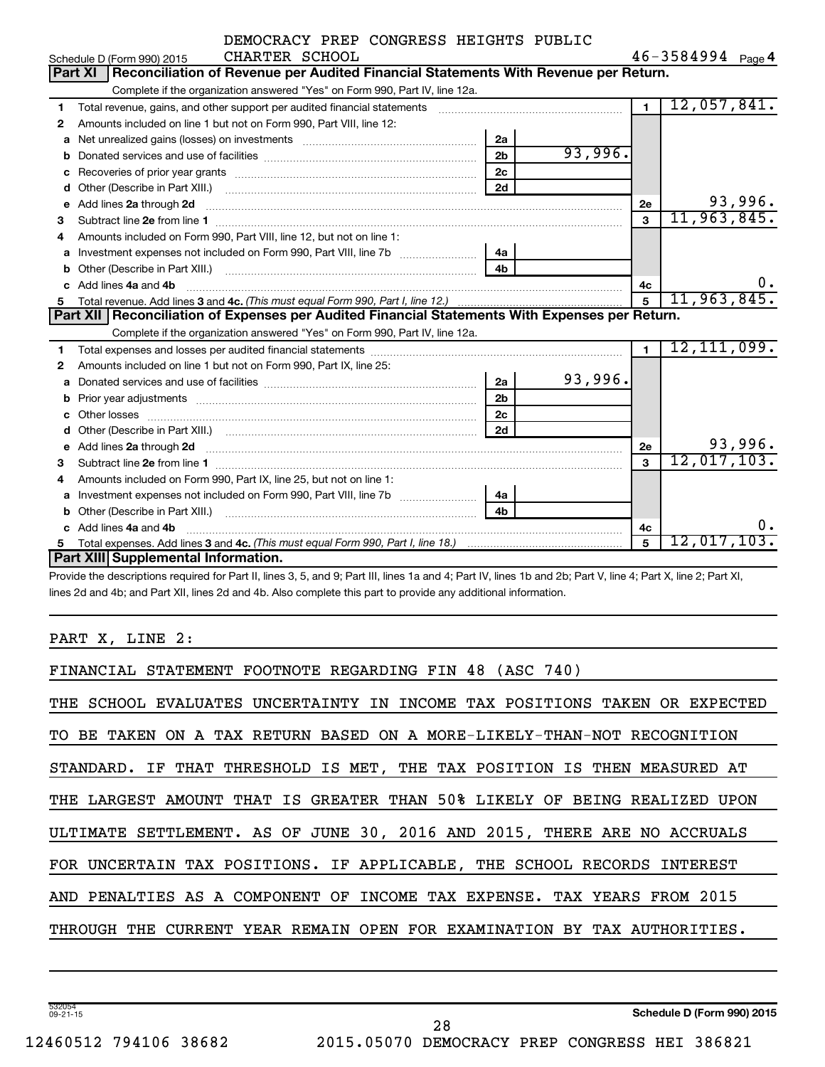DEMOCRACY PREP CONGRESS HEIGHTS PUBLIC CHARTER SCHOOL

Schedule D (Form 990) 2015 — 46-3584994 Page 4

## Part XI Reconciliation of Revenue per Audited Financial Statements With Revenue per Return.

Complete if the organization answered "Yes" on Form 990, Part IV, line 12a.

| | | | | | |
|---|---|---|---|---|---|
| 1 | Total revenue, gains, and other support per audited financial statements | | | 1 | 12,057,841. |
| 2 | Amounts included on line 1 but not on Form 990, Part VIII, line 12: | | | | |
| a | Net unrealized gains (losses) on investments | 2a | | | |
| b | Donated services and use of facilities | 2b | 93,996. | | |
| c | Recoveries of prior year grants | 2c | | | |
| d | Other (Describe in Part XIII.) | 2d | | | |
| e | Add lines 2a through 2d | | | 2e | 93,996. |
| 3 | Subtract line 2e from line 1 | | | 3 | 11,963,845. |
| 4 | Amounts included on Form 990, Part VIII, line 12, but not on line 1: | | | | |
| a | Investment expenses not included on Form 990, Part VIII, line 7b | 4a | | | |
| b | Other (Describe in Part XIII.) | 4b | | | |
| c | Add lines 4a and 4b | | | 4c | 0. |
| 5 | Total revenue. Add lines 3 and 4c. *(This must equal Form 990, Part I, line 12.)* | | | 5 | 11,963,845. |

## Part XII Reconciliation of Expenses per Audited Financial Statements With Expenses per Return.

Complete if the organization answered "Yes" on Form 990, Part IV, line 12a.

| | | | | | |
|---|---|---|---|---|---|
| 1 | Total expenses and losses per audited financial statements | | | 1 | 12,111,099. |
| 2 | Amounts included on line 1 but not on Form 990, Part IX, line 25: | | | | |
| a | Donated services and use of facilities | 2a | 93,996. | | |
| b | Prior year adjustments | 2b | | | |
| c | Other losses | 2c | | | |
| d | Other (Describe in Part XIII.) | 2d | | | |
| e | Add lines 2a through 2d | | | 2e | 93,996. |
| 3 | Subtract line 2e from line 1 | | | 3 | 12,017,103. |
| 4 | Amounts included on Form 990, Part IX, line 25, but not on line 1: | | | | |
| a | Investment expenses not included on Form 990, Part VIII, line 7b | 4a | | | |
| b | Other (Describe in Part XIII.) | 4b | | | |
| c | Add lines 4a and 4b | | | 4c | 0. |
| 5 | Total expenses. Add lines 3 and 4c. *(This must equal Form 990, Part I, line 18.)* | | | 5 | 12,017,103. |

## Part XIII Supplemental Information.

Provide the descriptions required for Part II, lines 3, 5, and 9; Part III, lines 1a and 4; Part IV, lines 1b and 2b; Part V, line 4; Part X, line 2; Part XI, lines 2d and 4b; and Part XII, lines 2d and 4b. Also complete this part to provide any additional information.

PART X, LINE 2:

FINANCIAL STATEMENT FOOTNOTE REGARDING FIN 48 (ASC 740)

THE SCHOOL EVALUATES UNCERTAINTY IN INCOME TAX POSITIONS TAKEN OR EXPECTED TO BE TAKEN ON A TAX RETURN BASED ON A MORE-LIKELY-THAN-NOT RECOGNITION STANDARD. IF THAT THRESHOLD IS MET, THE TAX POSITION IS THEN MEASURED AT THE LARGEST AMOUNT THAT IS GREATER THAN 50% LIKELY OF BEING REALIZED UPON ULTIMATE SETTLEMENT. AS OF JUNE 30, 2016 AND 2015, THERE ARE NO ACCRUALS FOR UNCERTAIN TAX POSITIONS. IF APPLICABLE, THE SCHOOL RECORDS INTEREST AND PENALTIES AS A COMPONENT OF INCOME TAX EXPENSE. TAX YEARS FROM 2015 THROUGH THE CURRENT YEAR REMAIN OPEN FOR EXAMINATION BY TAX AUTHORITIES.

532054 09-21-15 — Schedule D (Form 990) 2015

12460512 794106 38682 2015.05070 DEMOCRACY PREP CONGRESS HEI 386821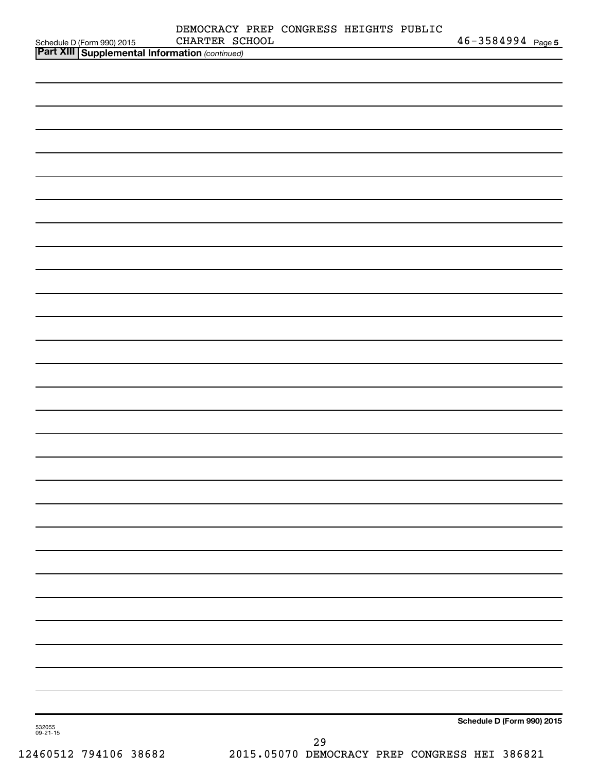Schedule D (Form 990) 2015 DEMOCRACY PREP CONGRESS HEIGHTS PUBLIC CHARTER SCHOOL 46-3584994 Page 5

**Part XIII | Supplemental Information** *(continued)*

**Schedule D (Form 990) 2015**

532055 09-21-15

12460512 794106 38682 2015.05070 DEMOCRACY PREP CONGRESS HEI 386821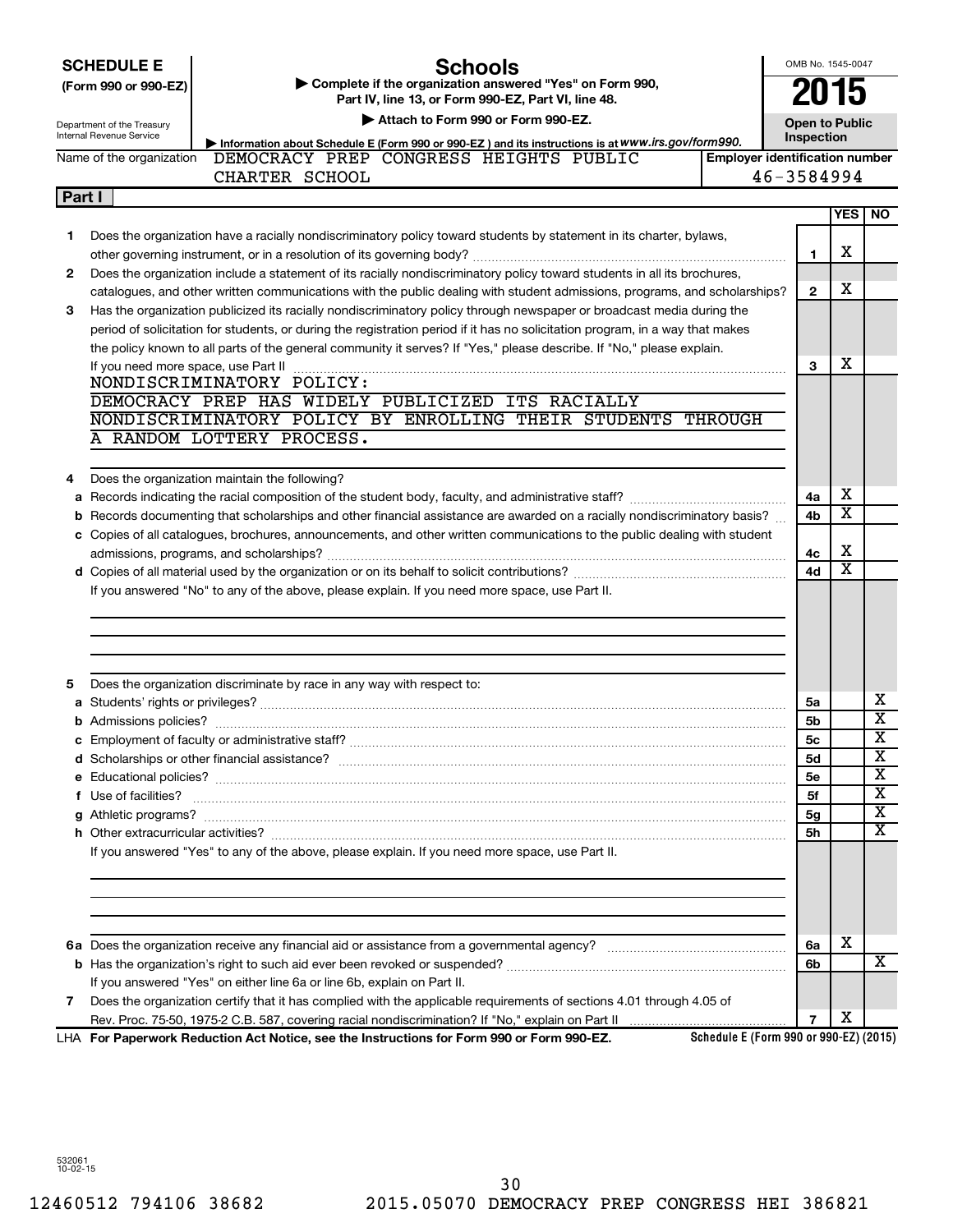**SCHEDULE E (Form 990 or 990-EZ)**

Department of the Treasury
Internal Revenue Service

# Schools

▶ Complete if the organization answered "Yes" on Form 990, Part IV, line 13, or Form 990-EZ, Part VI, line 48.

▶ Attach to Form 990 or Form 990-EZ.

▶ Information about Schedule E (Form 990 or 990-EZ) and its instructions is at www.irs.gov/form990.

OMB No. 1545-0047

**2015**

**Open to Public Inspection**

Name of the organization: DEMOCRACY PREP CONGRESS HEIGHTS PUBLIC CHARTER SCHOOL

Employer identification number: 46-3584994

## Part I

| | | | YES | NO |
|---|---|---|---|---|
| 1 | Does the organization have a racially nondiscriminatory policy toward students by statement in its charter, bylaws, other governing instrument, or in a resolution of its governing body? | 1 | X | |
| 2 | Does the organization include a statement of its racially nondiscriminatory policy toward students in all its brochures, catalogues, and other written communications with the public dealing with student admissions, programs, and scholarships? | 2 | X | |
| 3 | Has the organization publicized its racially nondiscriminatory policy through newspaper or broadcast media during the period of solicitation for students, or during the registration period if it has no solicitation program, in a way that makes the policy known to all parts of the general community it serves? If "Yes," please describe. If "No," please explain. If you need more space, use Part II | 3 | X | |

NONDISCRIMINATORY POLICY:
DEMOCRACY PREP HAS WIDELY PUBLICIZED ITS RACIALLY NONDISCRIMINATORY POLICY BY ENROLLING THEIR STUDENTS THROUGH A RANDOM LOTTERY PROCESS.

| | | | YES | NO |
|---|---|---|---|---|
| 4 | Does the organization maintain the following? | | | |
| a | Records indicating the racial composition of the student body, faculty, and administrative staff? | 4a | X | |
| b | Records documenting that scholarships and other financial assistance are awarded on a racially nondiscriminatory basis? | 4b | X | |
| c | Copies of all catalogues, brochures, announcements, and other written communications to the public dealing with student admissions, programs, and scholarships? | 4c | X | |
| d | Copies of all material used by the organization or on its behalf to solicit contributions? | 4d | X | |

If you answered "No" to any of the above, please explain. If you need more space, use Part II.

| | | | YES | NO |
|---|---|---|---|---|
| 5 | Does the organization discriminate by race in any way with respect to: | | | |
| a | Students' rights or privileges? | 5a | | X |
| b | Admissions policies? | 5b | | X |
| c | Employment of faculty or administrative staff? | 5c | | X |
| d | Scholarships or other financial assistance? | 5d | | X |
| e | Educational policies? | 5e | | X |
| f | Use of facilities? | 5f | | X |
| g | Athletic programs? | 5g | | X |
| h | Other extracurricular activities? | 5h | | X |

If you answered "Yes" to any of the above, please explain. If you need more space, use Part II.

| | | | YES | NO |
|---|---|---|---|---|
| 6a | Does the organization receive any financial aid or assistance from a governmental agency? | 6a | X | |
| b | Has the organization's right to such aid ever been revoked or suspended? | 6b | | X |
| | If you answered "Yes" on either line 6a or line 6b, explain on Part II. | | | |
| 7 | Does the organization certify that it has complied with the applicable requirements of sections 4.01 through 4.05 of Rev. Proc. 75-50, 1975-2 C.B. 587, covering racial nondiscrimination? If "No," explain on Part II | 7 | X | |

LHA **For Paperwork Reduction Act Notice, see the Instructions for Form 990 or Form 990-EZ.** **Schedule E (Form 990 or 990-EZ) (2015)**

532061 10-02-15

12460512 794106 38682 2015.05070 DEMOCRACY PREP CONGRESS HEI 386821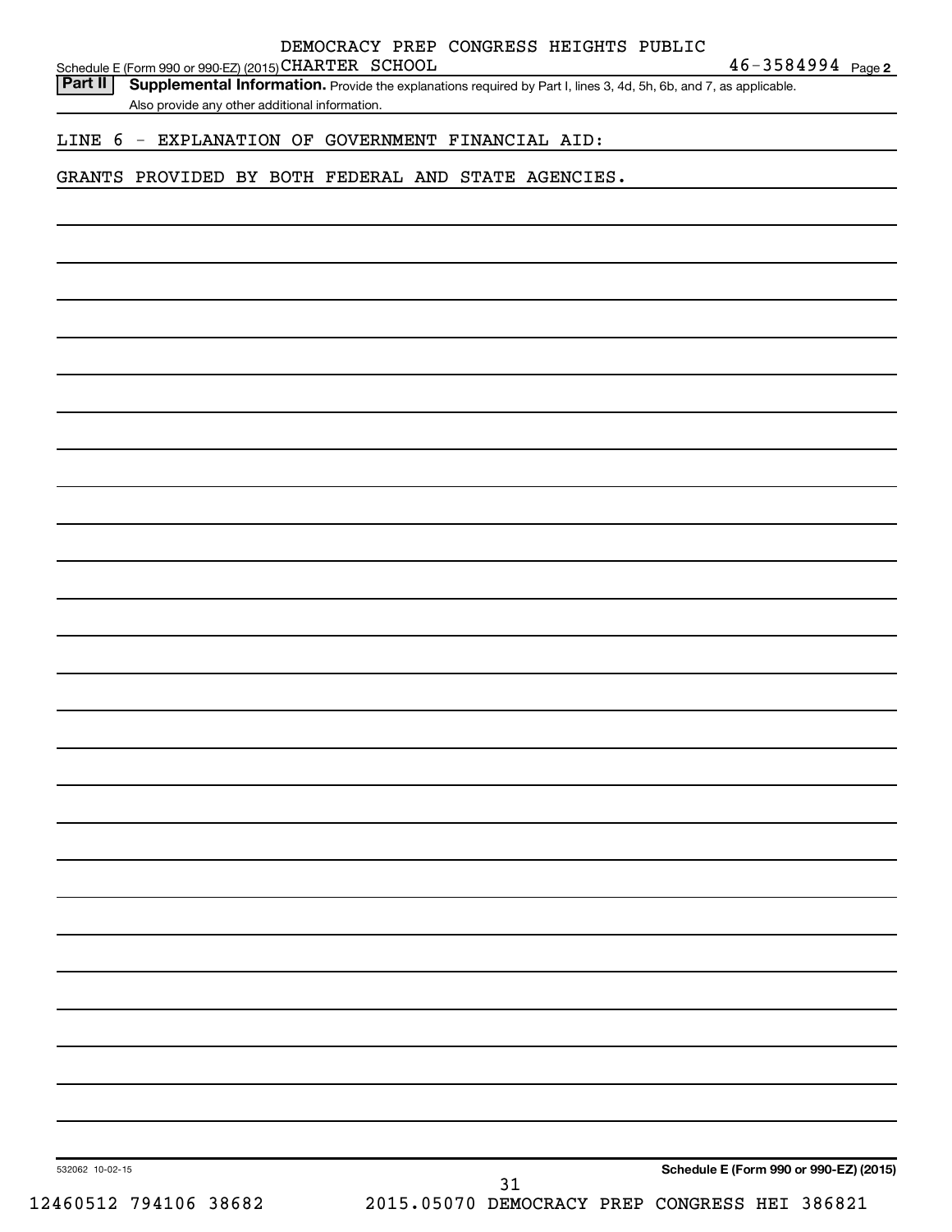Schedule E (Form 990 or 990-EZ) (2015) DEMOCRACY PREP CONGRESS HEIGHTS PUBLIC CHARTER SCHOOL 46-3584994 Page 2

**Part II** **Supplemental Information.** Provide the explanations required by Part I, lines 3, 4d, 5h, 6b, and 7, as applicable. Also provide any other additional information.

LINE 6 - EXPLANATION OF GOVERNMENT FINANCIAL AID:

GRANTS PROVIDED BY BOTH FEDERAL AND STATE AGENCIES.

532062 10-02-15

**Schedule E (Form 990 or 990-EZ) (2015)**

12460512 794106 38682 2015.05070 DEMOCRACY PREP CONGRESS HEI 386821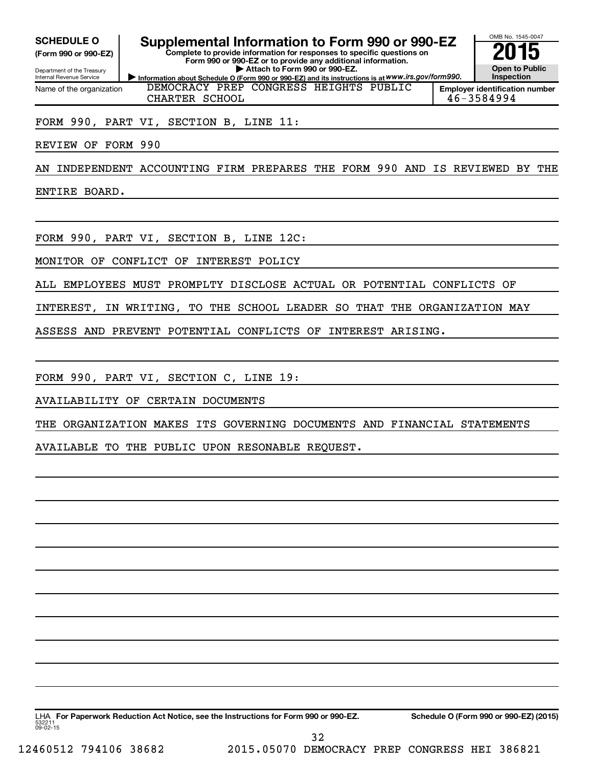**SCHEDULE O** (Form 990 or 990-EZ)

Department of the Treasury
Internal Revenue Service

# Supplemental Information to Form 990 or 990-EZ

**Complete to provide information for responses to specific questions on Form 990 or 990-EZ or to provide any additional information.**

▶ **Attach to Form 990 or 990-EZ.**

▶ **Information about Schedule O (Form 990 or 990-EZ) and its instructions is at *www.irs.gov/form990.***

OMB No. 1545-0047

**2015**

**Open to Public Inspection**

| Name of the organization | Employer identification number |
|---|---|
| DEMOCRACY PREP CONGRESS HEIGHTS PUBLIC CHARTER SCHOOL | 46-3584994 |

FORM 990, PART VI, SECTION B, LINE 11:

REVIEW OF FORM 990

AN INDEPENDENT ACCOUNTING FIRM PREPARES THE FORM 990 AND IS REVIEWED BY THE ENTIRE BOARD.

FORM 990, PART VI, SECTION B, LINE 12C:

MONITOR OF CONFLICT OF INTEREST POLICY

ALL EMPLOYEES MUST PROMPLTY DISCLOSE ACTUAL OR POTENTIAL CONFLICTS OF INTEREST, IN WRITING, TO THE SCHOOL LEADER SO THAT THE ORGANIZATION MAY ASSESS AND PREVENT POTENTIAL CONFLICTS OF INTEREST ARISING.

FORM 990, PART VI, SECTION C, LINE 19:

AVAILABILITY OF CERTAIN DOCUMENTS

THE ORGANIZATION MAKES ITS GOVERNING DOCUMENTS AND FINANCIAL STATEMENTS AVAILABLE TO THE PUBLIC UPON RESONABLE REQUEST.

LHA **For Paperwork Reduction Act Notice, see the Instructions for Form 990 or 990-EZ.** **Schedule O (Form 990 or 990-EZ) (2015)**

532211 09-02-15

12460512 794106 38682 2015.05070 DEMOCRACY PREP CONGRESS HEI 386821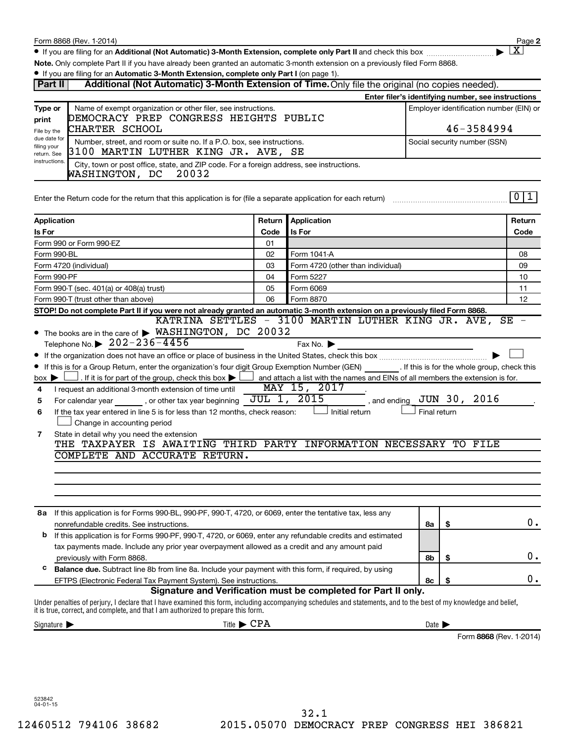Form 8868 (Rev. 1-2014)

- If you are filing for an **Additional (Not Automatic) 3-Month Extension, complete only Part II** and check this box ▶ X

**Note.** Only complete Part II if you have already been granted an automatic 3-month extension on a previously filed Form 8868.

- If you are filing for an **Automatic 3-Month Extension, complete only Part I** (on page 1).

## Part II — Additional (Not Automatic) 3-Month Extension of Time. Only file the original (no copies needed).

**Enter filer's identifying number, see instructions**

| | | |
|---|---|---|
| Type or print<br>File by the due date for filing your return. See instructions. | Name of exempt organization or other filer, see instructions.<br>DEMOCRACY PREP CONGRESS HEIGHTS PUBLIC CHARTER SCHOOL | Employer identification number (EIN) or<br>46-3584994 |
| | Number, street, and room or suite no. If a P.O. box, see instructions.<br>3100 MARTIN LUTHER KING JR. AVE, SE | Social security number (SSN) |
| | City, town or post office, state, and ZIP code. For a foreign address, see instructions.<br>WASHINGTON, DC 20032 | |

Enter the Return code for the return that this application is for (file a separate application for each return) 0 1

| Application Is For | Return Code | Application Is For | Return Code |
|---|---|---|---|
| Form 990 or Form 990-EZ | 01 | | |
| Form 990-BL | 02 | Form 1041-A | 08 |
| Form 4720 (individual) | 03 | Form 4720 (other than individual) | 09 |
| Form 990-PF | 04 | Form 5227 | 10 |
| Form 990-T (sec. 401(a) or 408(a) trust) | 05 | Form 6069 | 11 |
| Form 990-T (trust other than above) | 06 | Form 8870 | 12 |

**STOP! Do not complete Part II if you were not already granted an automatic 3-month extension on a previously filed Form 8868.**

- The books are in the care of ▶ KATRINA SETTLES - 3100 MARTIN LUTHER KING JR. AVE, SE - WASHINGTON, DC 20032
  Telephone No. ▶ 202-236-4456 Fax No. ▶
- If the organization does not have an office or place of business in the United States, check this box ▶
- If this is for a Group Return, enter the organization's four digit Group Exemption Number (GEN) ______ . If this is for the whole group, check this box ▶ ☐ . If it is for part of the group, check this box ▶ ☐ and attach a list with the names and EINs of all members the extension is for.

**4** I request an additional 3-month extension of time until MAY 15, 2017 .

**5** For calendar year ______ , or other tax year beginning JUL 1, 2015 , and ending JUN 30, 2016 .

**6** If the tax year entered in line 5 is for less than 12 months, check reason: ☐ Initial return ☐ Final return ☐ Change in accounting period

**7** State in detail why you need the extension
THE TAXPAYER IS AWAITING THIRD PARTY INFORMATION NECESSARY TO FILE COMPLETE AND ACCURATE RETURN.

| | | | |
|---|---|---|---|
| **8a** | If this application is for Forms 990-BL, 990-PF, 990-T, 4720, or 6069, enter the tentative tax, less any nonrefundable credits. See instructions. | 8a | $ 0. |
| **b** | If this application is for Forms 990-PF, 990-T, 4720, or 6069, enter any refundable credits and estimated tax payments made. Include any prior year overpayment allowed as a credit and any amount paid previously with Form 8868. | 8b | $ 0. |
| **c** | **Balance due.** Subtract line 8b from line 8a. Include your payment with this form, if required, by using EFTPS (Electronic Federal Tax Payment System). See instructions. | 8c | $ 0. |

**Signature and Verification must be completed for Part II only.**

Under penalties of perjury, I declare that I have examined this form, including accompanying schedules and statements, and to the best of my knowledge and belief, it is true, correct, and complete, and that I am authorized to prepare this form.

Signature ▶ Title ▶ CPA Date ▶

Form **8868** (Rev. 1-2014)

523842 04-01-15

32.1

12460512 794106 38682 2015.05070 DEMOCRACY PREP CONGRESS HEI 386821